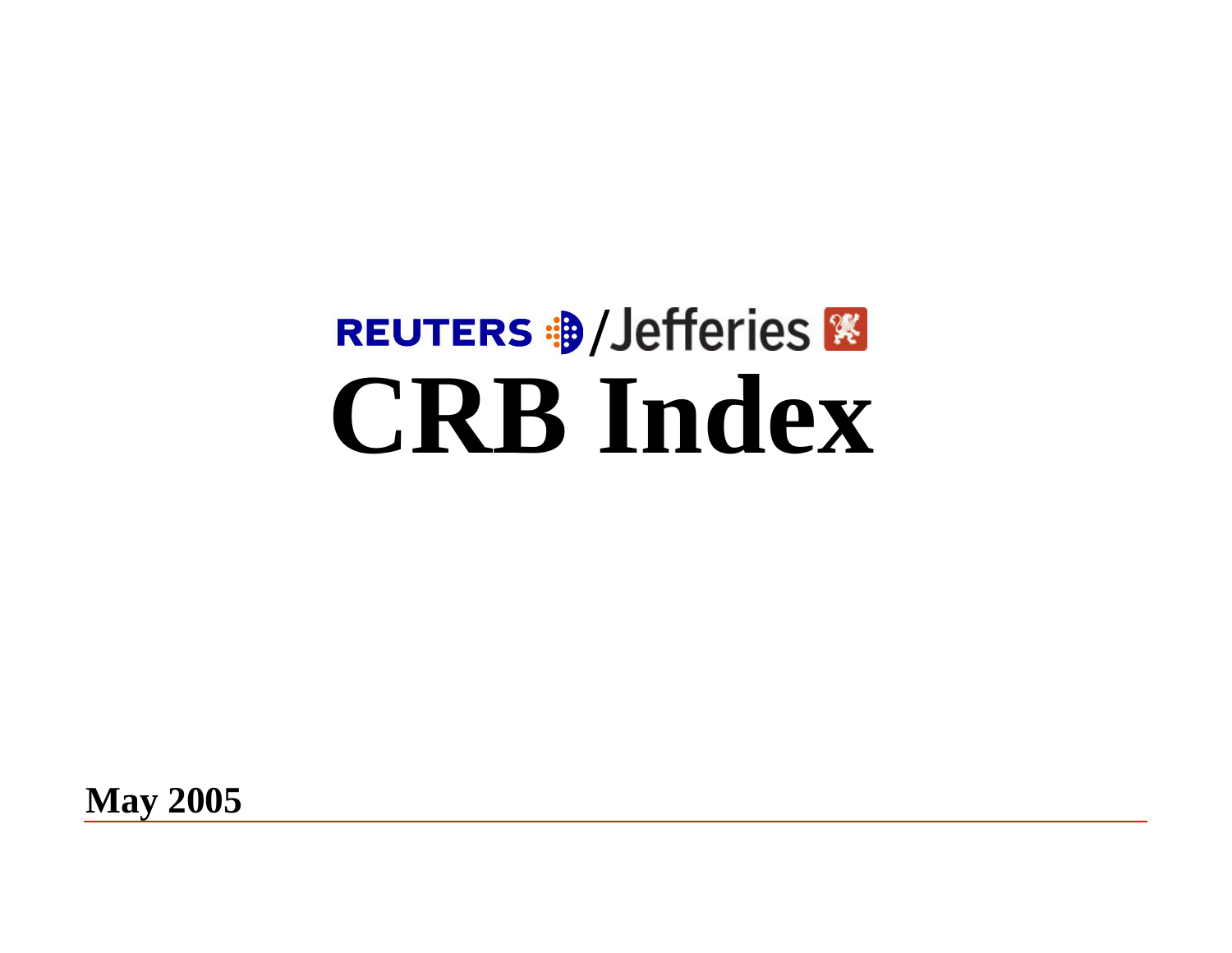REUTERS / Jefferies

# CRB Index

**May 2005**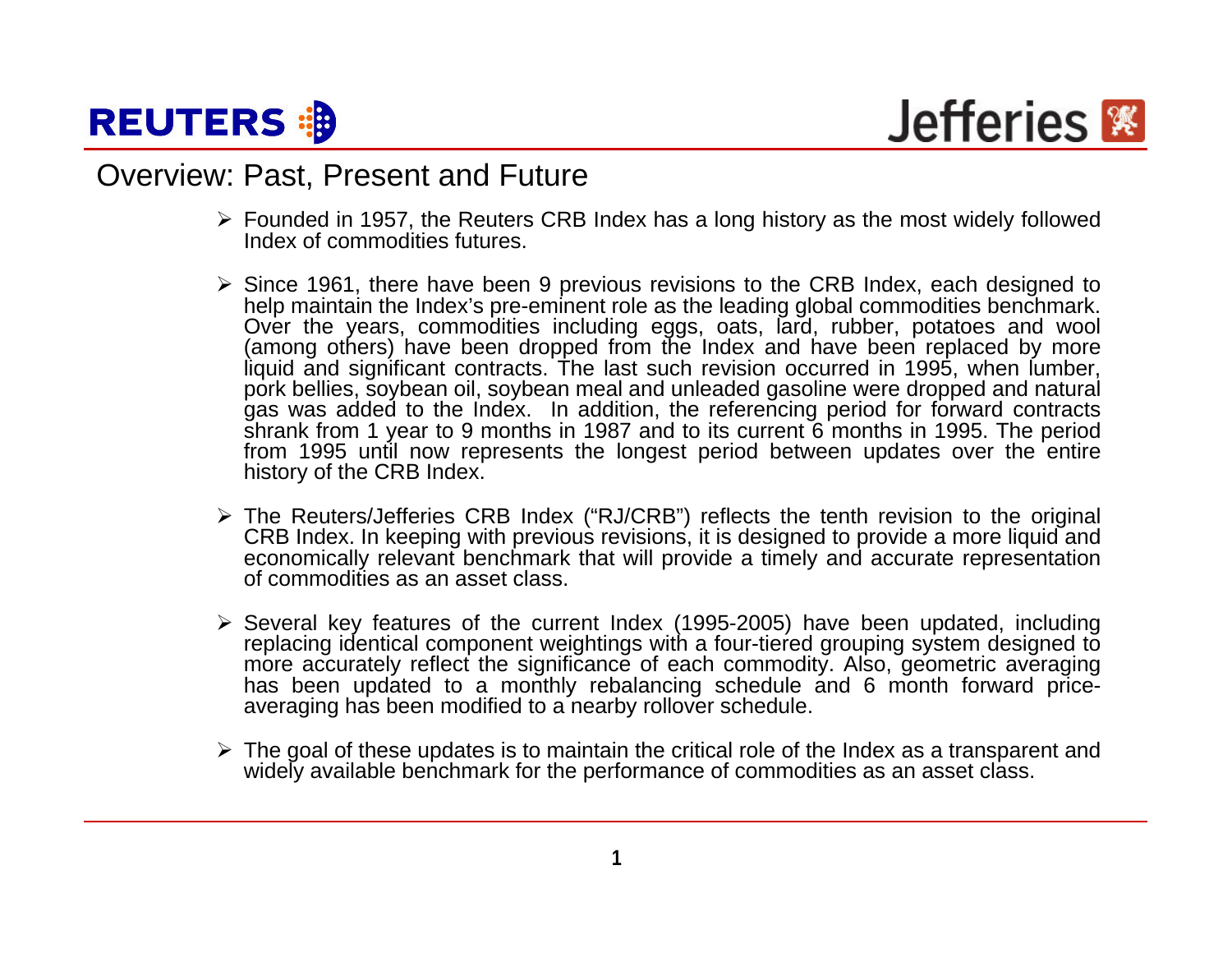## Overview: Past, Present and Future

- Founded in 1957, the Reuters CRB Index has a long history as the most widely followed Index of commodities futures.
- Since 1961, there have been 9 previous revisions to the CRB Index, each designed to help maintain the Index's pre-eminent role as the leading global commodities benchmark. Over the years, commodities including eggs, oats, lard, rubber, potatoes and wool (among others) have been dropped from the Index and have been replaced by more liquid and significant contracts. The last such revision occurred in 1995, when lumber, pork bellies, soybean oil, soybean meal and unleaded gasoline were dropped and natural gas was added to the Index. In addition, the referencing period for forward contracts shrank from 1 year to 9 months in 1987 and to its current 6 months in 1995. The period from 1995 until now represents the longest period between updates over the entire history of the CRB Index.
- The Reuters/Jefferies CRB Index ("RJ/CRB") reflects the tenth revision to the original CRB Index. In keeping with previous revisions, it is designed to provide a more liquid and economically relevant benchmark that will provide a timely and accurate representation of commodities as an asset class.
- Several key features of the current Index (1995-2005) have been updated, including replacing identical component weightings with a four-tiered grouping system designed to more accurately reflect the significance of each commodity. Also, geometric averaging has been updated to a monthly rebalancing schedule and 6 month forward price-averaging has been modified to a nearby rollover schedule.
- The goal of these updates is to maintain the critical role of the Index as a transparent and widely available benchmark for the performance of commodities as an asset class.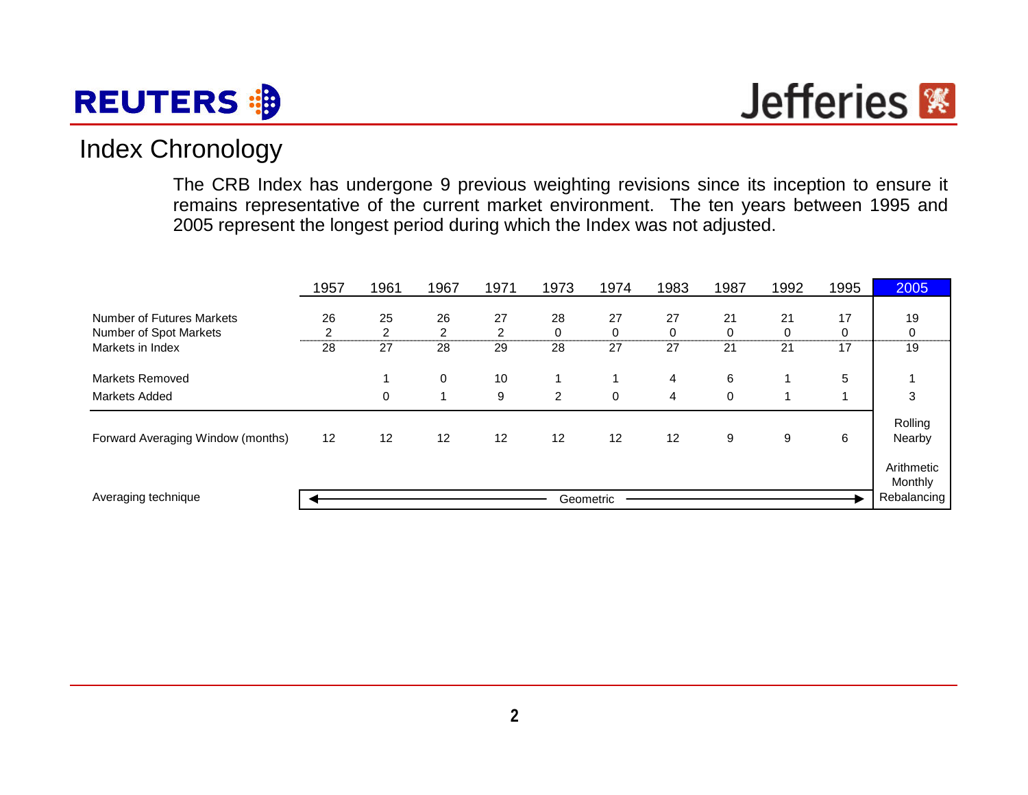## Index Chronology

The CRB Index has undergone 9 previous weighting revisions since its inception to ensure it remains representative of the current market environment. The ten years between 1995 and 2005 represent the longest period during which the Index was not adjusted.

| | 1957 | 1961 | 1967 | 1971 | 1973 | 1974 | 1983 | 1987 | 1992 | 1995 | 2005 |
|---|---|---|---|---|---|---|---|---|---|---|---|
| Number of Futures Markets | 26 | 25 | 26 | 27 | 28 | 27 | 27 | 21 | 21 | 17 | 19 |
| Number of Spot Markets | 2 | 2 | 2 | 2 | 0 | 0 | 0 | 0 | 0 | 0 | 0 |
| Markets in Index | 28 | 27 | 28 | 29 | 28 | 27 | 27 | 21 | 21 | 17 | 19 |
| Markets Removed | | 1 | 0 | 10 | 1 | 1 | 4 | 6 | 1 | 5 | 1 |
| Markets Added | | 0 | 1 | 9 | 2 | 0 | 4 | 0 | 1 | 1 | 3 |
| Forward Averaging Window (months) | 12 | 12 | 12 | 12 | 12 | 12 | 12 | 9 | 9 | 6 | Rolling Nearby |
| Averaging technique | Geometric (1957–1995) | | | | | | | | | | Arithmetic Monthly Rebalancing |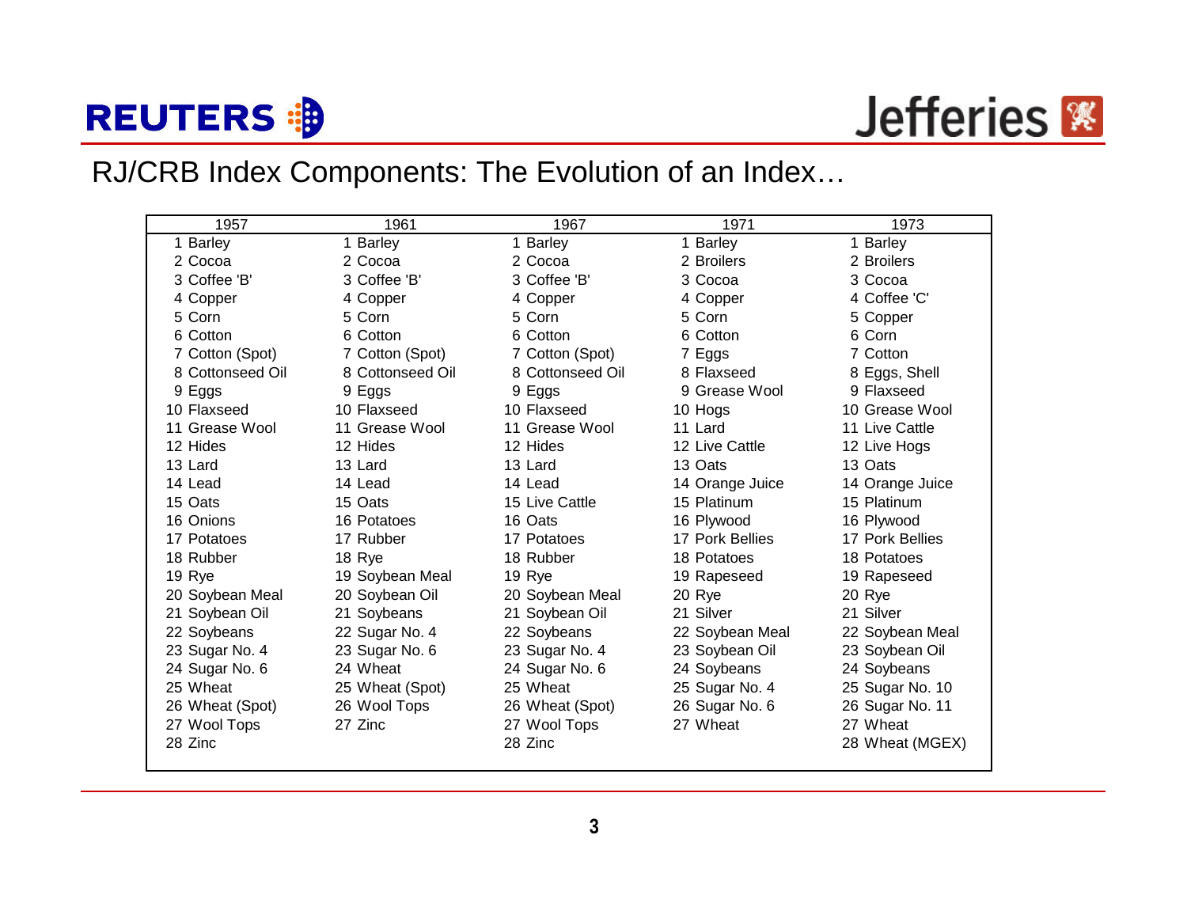# RJ/CRB Index Components: The Evolution of an Index…

| 1957 | 1961 | 1967 | 1971 | 1973 |
|---|---|---|---|---|
| 1 Barley | 1 Barley | 1 Barley | 1 Barley | 1 Barley |
| 2 Cocoa | 2 Cocoa | 2 Cocoa | 2 Broilers | 2 Broilers |
| 3 Coffee 'B' | 3 Coffee 'B' | 3 Coffee 'B' | 3 Cocoa | 3 Cocoa |
| 4 Copper | 4 Copper | 4 Copper | 4 Copper | 4 Coffee 'C' |
| 5 Corn | 5 Corn | 5 Corn | 5 Corn | 5 Copper |
| 6 Cotton | 6 Cotton | 6 Cotton | 6 Cotton | 6 Corn |
| 7 Cotton (Spot) | 7 Cotton (Spot) | 7 Cotton (Spot) | 7 Eggs | 7 Cotton |
| 8 Cottonseed Oil | 8 Cottonseed Oil | 8 Cottonseed Oil | 8 Flaxseed | 8 Eggs, Shell |
| 9 Eggs | 9 Eggs | 9 Eggs | 9 Grease Wool | 9 Flaxseed |
| 10 Flaxseed | 10 Flaxseed | 10 Flaxseed | 10 Hogs | 10 Grease Wool |
| 11 Grease Wool | 11 Grease Wool | 11 Grease Wool | 11 Lard | 11 Live Cattle |
| 12 Hides | 12 Hides | 12 Hides | 12 Live Cattle | 12 Live Hogs |
| 13 Lard | 13 Lard | 13 Lard | 13 Oats | 13 Oats |
| 14 Lead | 14 Lead | 14 Lead | 14 Orange Juice | 14 Orange Juice |
| 15 Oats | 15 Oats | 15 Live Cattle | 15 Platinum | 15 Platinum |
| 16 Onions | 16 Potatoes | 16 Oats | 16 Plywood | 16 Plywood |
| 17 Potatoes | 17 Rubber | 17 Potatoes | 17 Pork Bellies | 17 Pork Bellies |
| 18 Rubber | 18 Rye | 18 Rubber | 18 Potatoes | 18 Potatoes |
| 19 Rye | 19 Soybean Meal | 19 Rye | 19 Rapeseed | 19 Rapeseed |
| 20 Soybean Meal | 20 Soybean Oil | 20 Soybean Meal | 20 Rye | 20 Rye |
| 21 Soybean Oil | 21 Soybeans | 21 Soybean Oil | 21 Silver | 21 Silver |
| 22 Soybeans | 22 Sugar No. 4 | 22 Soybeans | 22 Soybean Meal | 22 Soybean Meal |
| 23 Sugar No. 4 | 23 Sugar No. 6 | 23 Sugar No. 4 | 23 Soybean Oil | 23 Soybean Oil |
| 24 Sugar No. 6 | 24 Wheat | 24 Sugar No. 6 | 24 Soybeans | 24 Soybeans |
| 25 Wheat | 25 Wheat (Spot) | 25 Wheat | 25 Sugar No. 4 | 25 Sugar No. 10 |
| 26 Wheat (Spot) | 26 Wool Tops | 26 Wheat (Spot) | 26 Sugar No. 6 | 26 Sugar No. 11 |
| 27 Wool Tops | 27 Zinc | 27 Wool Tops | 27 Wheat | 27 Wheat |
| 28 Zinc | | 28 Zinc | | 28 Wheat (MGEX) |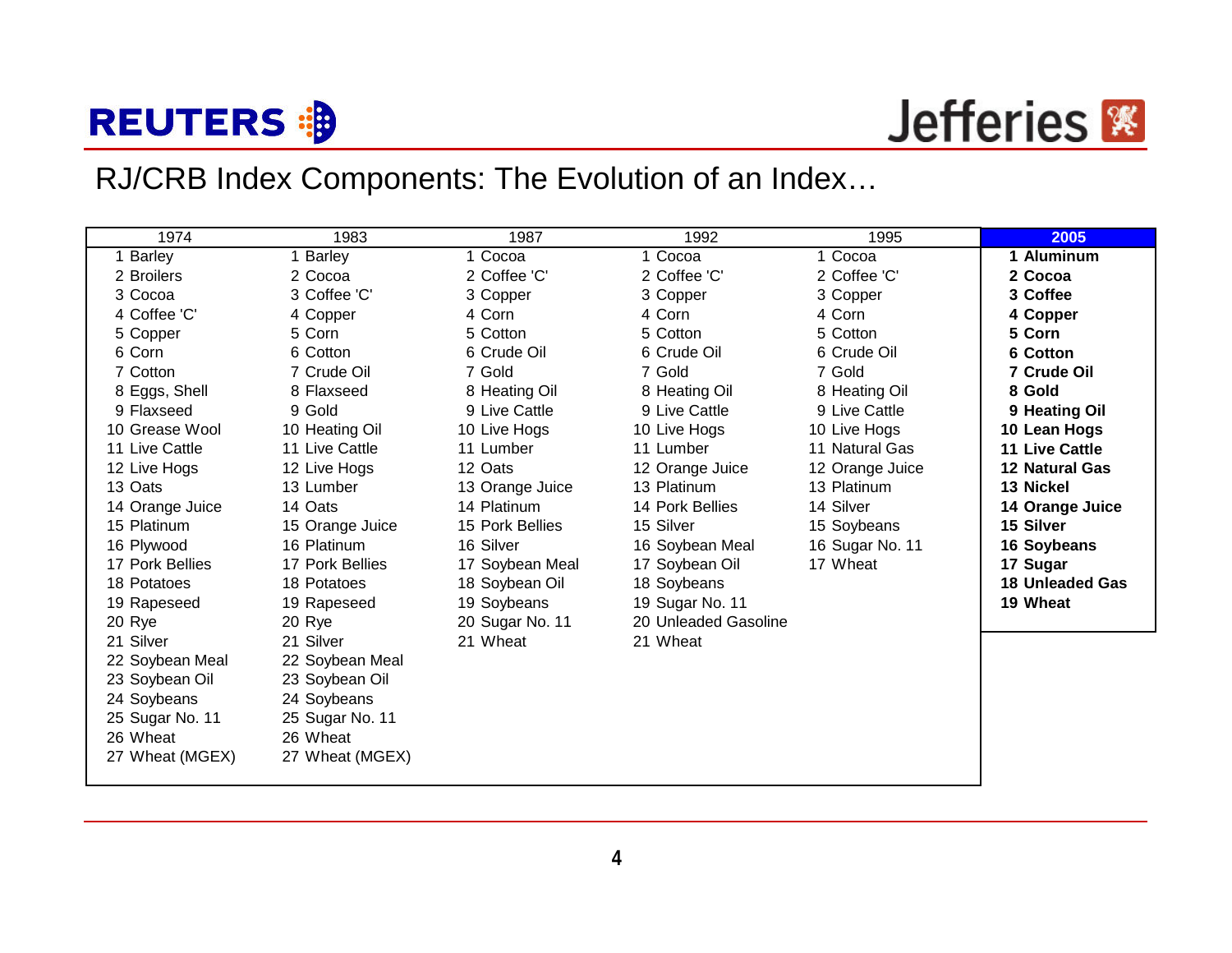# RJ/CRB Index Components: The Evolution of an Index…

| 1974 | 1983 | 1987 | 1992 | 1995 | **2005** |
|---|---|---|---|---|---|
| 1 Barley | 1 Barley | 1 Cocoa | 1 Cocoa | 1 Cocoa | **1 Aluminum** |
| 2 Broilers | 2 Cocoa | 2 Coffee 'C' | 2 Coffee 'C' | 2 Coffee 'C' | **2 Cocoa** |
| 3 Cocoa | 3 Coffee 'C' | 3 Copper | 3 Copper | 3 Copper | **3 Coffee** |
| 4 Coffee 'C' | 4 Copper | 4 Corn | 4 Corn | 4 Corn | **4 Copper** |
| 5 Copper | 5 Corn | 5 Cotton | 5 Cotton | 5 Cotton | **5 Corn** |
| 6 Corn | 6 Cotton | 6 Crude Oil | 6 Crude Oil | 6 Crude Oil | **6 Cotton** |
| 7 Cotton | 7 Crude Oil | 7 Gold | 7 Gold | 7 Gold | **7 Crude Oil** |
| 8 Eggs, Shell | 8 Flaxseed | 8 Heating Oil | 8 Heating Oil | 8 Heating Oil | **8 Gold** |
| 9 Flaxseed | 9 Gold | 9 Live Cattle | 9 Live Cattle | 9 Live Cattle | **9 Heating Oil** |
| 10 Grease Wool | 10 Heating Oil | 10 Live Hogs | 10 Live Hogs | 10 Live Hogs | **10 Lean Hogs** |
| 11 Live Cattle | 11 Live Cattle | 11 Lumber | 11 Lumber | 11 Natural Gas | **11 Live Cattle** |
| 12 Live Hogs | 12 Live Hogs | 12 Oats | 12 Orange Juice | 12 Orange Juice | **12 Natural Gas** |
| 13 Oats | 13 Lumber | 13 Orange Juice | 13 Platinum | 13 Platinum | **13 Nickel** |
| 14 Orange Juice | 14 Oats | 14 Platinum | 14 Pork Bellies | 14 Silver | **14 Orange Juice** |
| 15 Platinum | 15 Orange Juice | 15 Pork Bellies | 15 Silver | 15 Soybeans | **15 Silver** |
| 16 Plywood | 16 Platinum | 16 Silver | 16 Soybean Meal | 16 Sugar No. 11 | **16 Soybeans** |
| 17 Pork Bellies | 17 Pork Bellies | 17 Soybean Meal | 17 Soybean Oil | 17 Wheat | **17 Sugar** |
| 18 Potatoes | 18 Potatoes | 18 Soybean Oil | 18 Soybeans | | **18 Unleaded Gas** |
| 19 Rapeseed | 19 Rapeseed | 19 Soybeans | 19 Sugar No. 11 | | **19 Wheat** |
| 20 Rye | 20 Rye | 20 Sugar No. 11 | 20 Unleaded Gasoline | | |
| 21 Silver | 21 Silver | 21 Wheat | 21 Wheat | | |
| 22 Soybean Meal | 22 Soybean Meal | | | | |
| 23 Soybean Oil | 23 Soybean Oil | | | | |
| 24 Soybeans | 24 Soybeans | | | | |
| 25 Sugar No. 11 | 25 Sugar No. 11 | | | | |
| 26 Wheat | 26 Wheat | | | | |
| 27 Wheat (MGEX) | 27 Wheat (MGEX) | | | | |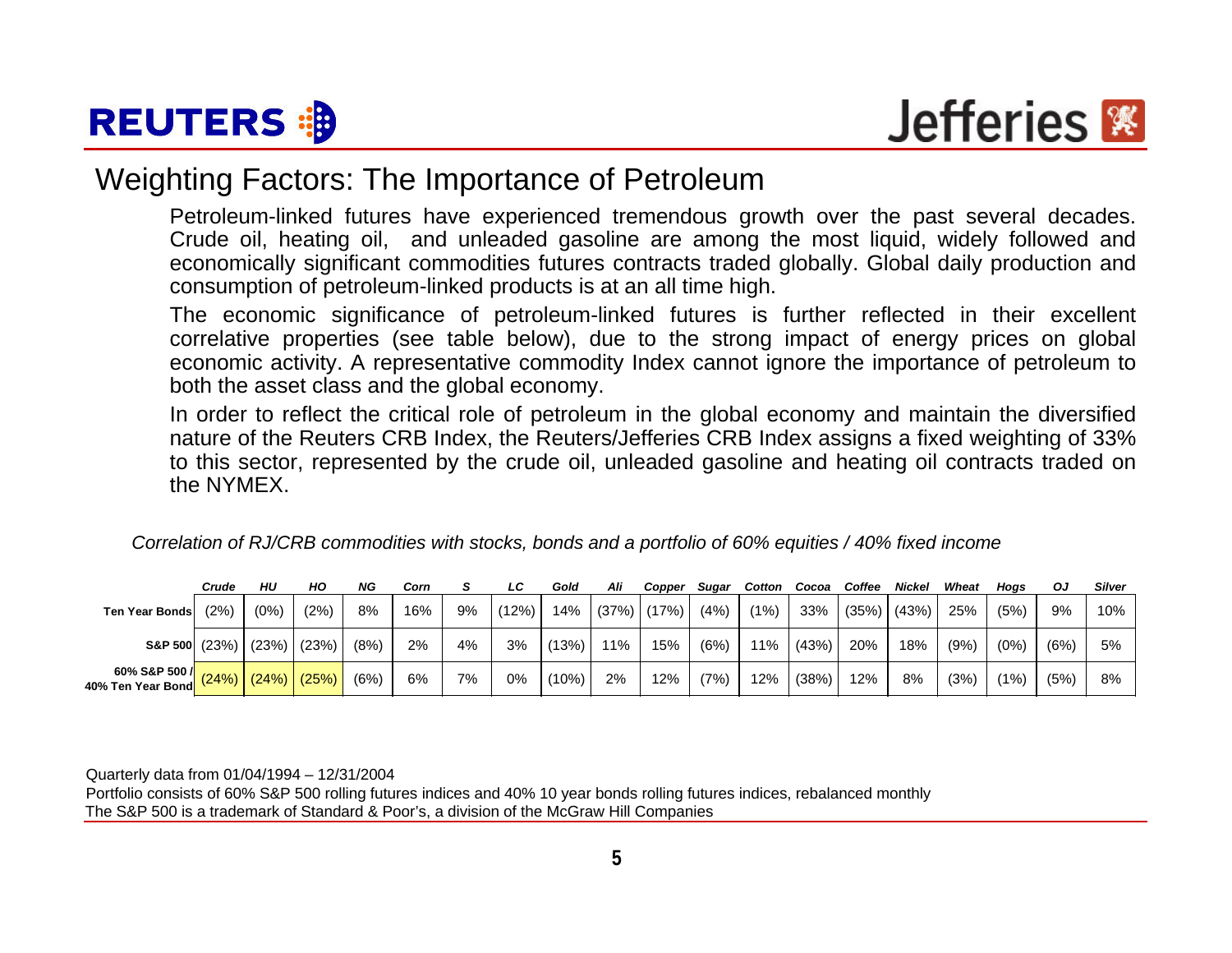## Weighting Factors: The Importance of Petroleum

Petroleum-linked futures have experienced tremendous growth over the past several decades. Crude oil, heating oil, and unleaded gasoline are among the most liquid, widely followed and economically significant commodities futures contracts traded globally. Global daily production and consumption of petroleum-linked products is at an all time high.

The economic significance of petroleum-linked futures is further reflected in their excellent correlative properties (see table below), due to the strong impact of energy prices on global economic activity. A representative commodity Index cannot ignore the importance of petroleum to both the asset class and the global economy.

In order to reflect the critical role of petroleum in the global economy and maintain the diversified nature of the Reuters CRB Index, the Reuters/Jefferies CRB Index assigns a fixed weighting of 33% to this sector, represented by the crude oil, unleaded gasoline and heating oil contracts traded on the NYMEX.

*Correlation of RJ/CRB commodities with stocks, bonds and a portfolio of 60% equities / 40% fixed income*

| | *Crude* | *HU* | *HO* | *NG* | *Corn* | *S* | *LC* | *Gold* | *Ali* | *Copper* | *Sugar* | *Cotton* | *Cocoa* | *Coffee* | *Nickel* | *Wheat* | *Hogs* | *OJ* | *Silver* |
|---|---|---|---|---|---|---|---|---|---|---|---|---|---|---|---|---|---|---|---|
| **Ten Year Bonds** | (2%) | (0%) | (2%) | 8% | 16% | 9% | (12%) | 14% | (37%) | (17%) | (4%) | (1%) | 33% | (35%) | (43%) | 25% | (5%) | 9% | 10% |
| **S&P 500** | (23%) | (23%) | (23%) | (8%) | 2% | 4% | 3% | (13%) | 11% | 15% | (6%) | 11% | (43%) | 20% | 18% | (9%) | (0%) | (6%) | 5% |
| **60% S&P 500 / 40% Ten Year Bond** | (24%) | (24%) | (25%) | (6%) | 6% | 7% | 0% | (10%) | 2% | 12% | (7%) | 12% | (38%) | 12% | 8% | (3%) | (1%) | (5%) | 8% |

Quarterly data from 01/04/1994 – 12/31/2004

Portfolio consists of 60% S&P 500 rolling futures indices and 40% 10 year bonds rolling futures indices, rebalanced monthly

The S&P 500 is a trademark of Standard & Poor's, a division of the McGraw Hill Companies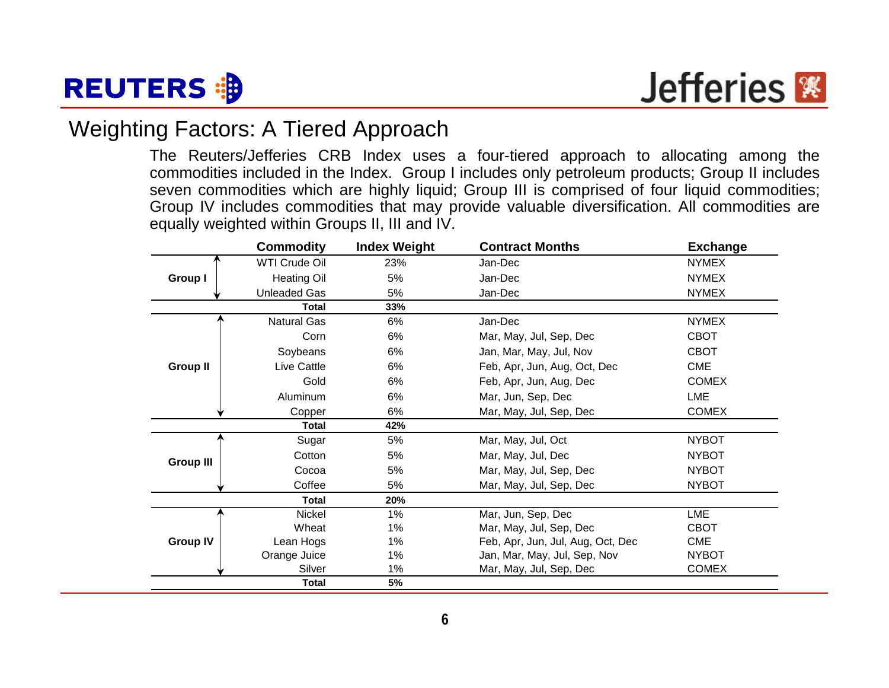## Weighting Factors: A Tiered Approach

The Reuters/Jefferies CRB Index uses a four-tiered approach to allocating among the commodities included in the Index. Group I includes only petroleum products; Group II includes seven commodities which are highly liquid; Group III is comprised of four liquid commodities; Group IV includes commodities that may provide valuable diversification. All commodities are equally weighted within Groups II, III and IV.

| | Commodity | Index Weight | Contract Months | Exchange |
|---|---|---|---|---|
| Group I | WTI Crude Oil | 23% | Jan-Dec | NYMEX |
| | Heating Oil | 5% | Jan-Dec | NYMEX |
| | Unleaded Gas | 5% | Jan-Dec | NYMEX |
| | **Total** | **33%** | | |
| Group II | Natural Gas | 6% | Jan-Dec | NYMEX |
| | Corn | 6% | Mar, May, Jul, Sep, Dec | CBOT |
| | Soybeans | 6% | Jan, Mar, May, Jul, Nov | CBOT |
| | Live Cattle | 6% | Feb, Apr, Jun, Aug, Oct, Dec | CME |
| | Gold | 6% | Feb, Apr, Jun, Aug, Dec | COMEX |
| | Aluminum | 6% | Mar, Jun, Sep, Dec | LME |
| | Copper | 6% | Mar, May, Jul, Sep, Dec | COMEX |
| | **Total** | **42%** | | |
| Group III | Sugar | 5% | Mar, May, Jul, Oct | NYBOT |
| | Cotton | 5% | Mar, May, Jul, Dec | NYBOT |
| | Cocoa | 5% | Mar, May, Jul, Sep, Dec | NYBOT |
| | Coffee | 5% | Mar, May, Jul, Sep, Dec | NYBOT |
| | **Total** | **20%** | | |
| Group IV | Nickel | 1% | Mar, Jun, Sep, Dec | LME |
| | Wheat | 1% | Mar, May, Jul, Sep, Dec | CBOT |
| | Lean Hogs | 1% | Feb, Apr, Jun, Jul, Aug, Oct, Dec | CME |
| | Orange Juice | 1% | Jan, Mar, May, Jul, Sep, Nov | NYBOT |
| | Silver | 1% | Mar, May, Jul, Sep, Dec | COMEX |
| | **Total** | **5%** | | |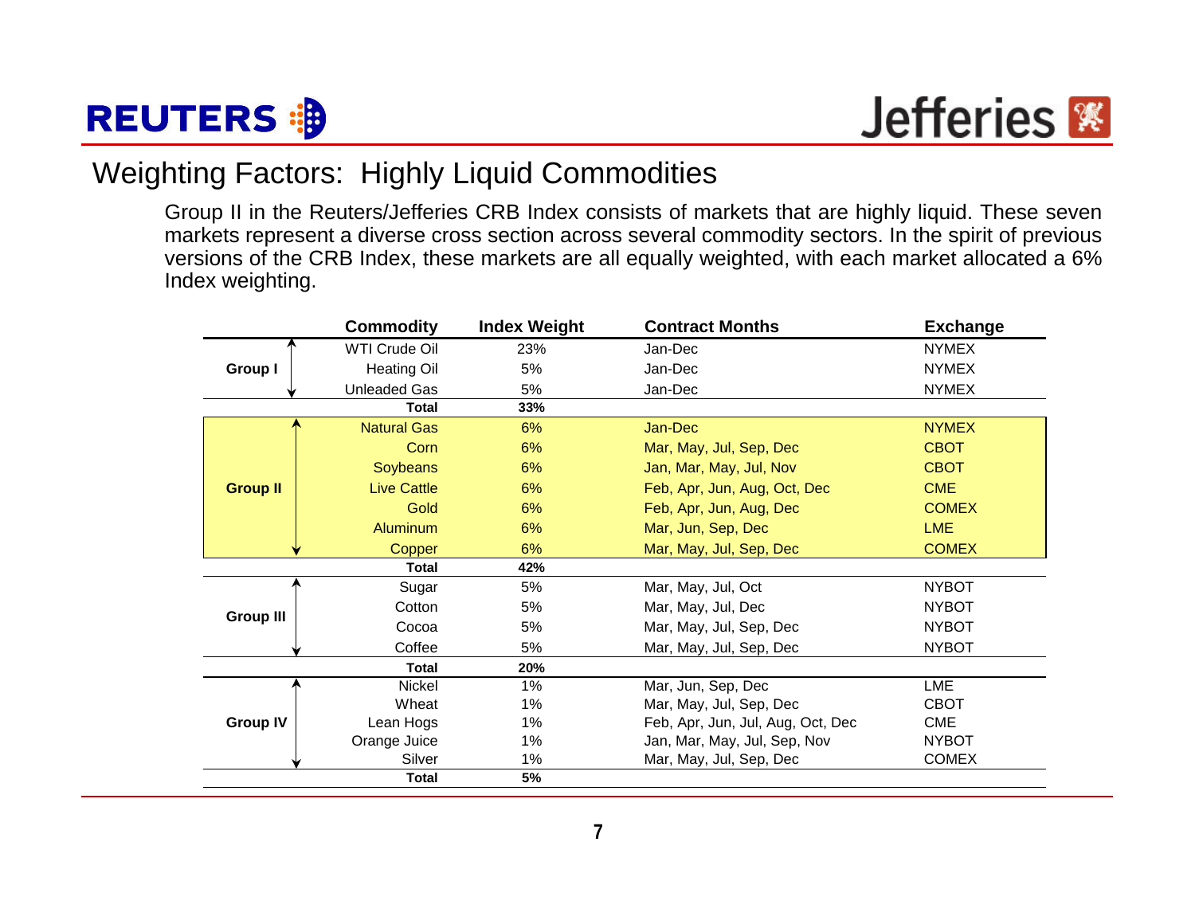# Weighting Factors: Highly Liquid Commodities

Group II in the Reuters/Jefferies CRB Index consists of markets that are highly liquid. These seven markets represent a diverse cross section across several commodity sectors. In the spirit of previous versions of the CRB Index, these markets are all equally weighted, with each market allocated a 6% Index weighting.

| | Commodity | Index Weight | Contract Months | Exchange |
|---|---|---|---|---|
| **Group I** | WTI Crude Oil | 23% | Jan-Dec | NYMEX |
| | Heating Oil | 5% | Jan-Dec | NYMEX |
| | Unleaded Gas | 5% | Jan-Dec | NYMEX |
| | **Total** | **33%** | | |
| **Group II** | Natural Gas | 6% | Jan-Dec | NYMEX |
| | Corn | 6% | Mar, May, Jul, Sep, Dec | CBOT |
| | Soybeans | 6% | Jan, Mar, May, Jul, Nov | CBOT |
| | Live Cattle | 6% | Feb, Apr, Jun, Aug, Oct, Dec | CME |
| | Gold | 6% | Feb, Apr, Jun, Aug, Dec | COMEX |
| | Aluminum | 6% | Mar, Jun, Sep, Dec | LME |
| | Copper | 6% | Mar, May, Jul, Sep, Dec | COMEX |
| | **Total** | **42%** | | |
| **Group III** | Sugar | 5% | Mar, May, Jul, Oct | NYBOT |
| | Cotton | 5% | Mar, May, Jul, Dec | NYBOT |
| | Cocoa | 5% | Mar, May, Jul, Sep, Dec | NYBOT |
| | Coffee | 5% | Mar, May, Jul, Sep, Dec | NYBOT |
| | **Total** | **20%** | | |
| **Group IV** | Nickel | 1% | Mar, Jun, Sep, Dec | LME |
| | Wheat | 1% | Mar, May, Jul, Sep, Dec | CBOT |
| | Lean Hogs | 1% | Feb, Apr, Jun, Jul, Aug, Oct, Dec | CME |
| | Orange Juice | 1% | Jan, Mar, May, Jul, Sep, Nov | NYBOT |
| | Silver | 1% | Mar, May, Jul, Sep, Dec | COMEX |
| | **Total** | **5%** | | |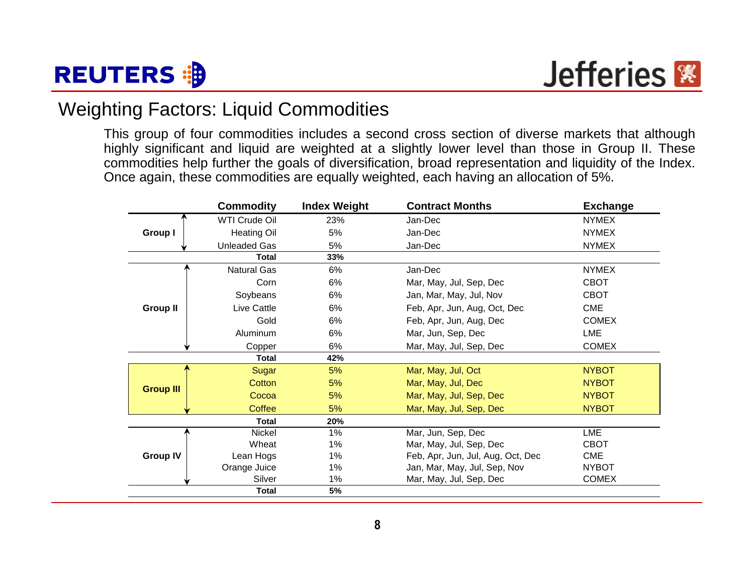## Weighting Factors: Liquid Commodities

This group of four commodities includes a second cross section of diverse markets that although highly significant and liquid are weighted at a slightly lower level than those in Group II. These commodities help further the goals of diversification, broad representation and liquidity of the Index. Once again, these commodities are equally weighted, each having an allocation of 5%.

| | Commodity | Index Weight | Contract Months | Exchange |
|---|---|---|---|---|
| Group I | WTI Crude Oil | 23% | Jan-Dec | NYMEX |
| | Heating Oil | 5% | Jan-Dec | NYMEX |
| | Unleaded Gas | 5% | Jan-Dec | NYMEX |
| | **Total** | **33%** | | |
| Group II | Natural Gas | 6% | Jan-Dec | NYMEX |
| | Corn | 6% | Mar, May, Jul, Sep, Dec | CBOT |
| | Soybeans | 6% | Jan, Mar, May, Jul, Nov | CBOT |
| | Live Cattle | 6% | Feb, Apr, Jun, Aug, Oct, Dec | CME |
| | Gold | 6% | Feb, Apr, Jun, Aug, Dec | COMEX |
| | Aluminum | 6% | Mar, Jun, Sep, Dec | LME |
| | Copper | 6% | Mar, May, Jul, Sep, Dec | COMEX |
| | **Total** | **42%** | | |
| Group III | Sugar | 5% | Mar, May, Jul, Oct | NYBOT |
| | Cotton | 5% | Mar, May, Jul, Dec | NYBOT |
| | Cocoa | 5% | Mar, May, Jul, Sep, Dec | NYBOT |
| | Coffee | 5% | Mar, May, Jul, Sep, Dec | NYBOT |
| | **Total** | **20%** | | |
| Group IV | Nickel | 1% | Mar, Jun, Sep, Dec | LME |
| | Wheat | 1% | Mar, May, Jul, Sep, Dec | CBOT |
| | Lean Hogs | 1% | Feb, Apr, Jun, Jul, Aug, Oct, Dec | CME |
| | Orange Juice | 1% | Jan, Mar, May, Jul, Sep, Nov | NYBOT |
| | Silver | 1% | Mar, May, Jul, Sep, Dec | COMEX |
| | **Total** | **5%** | | |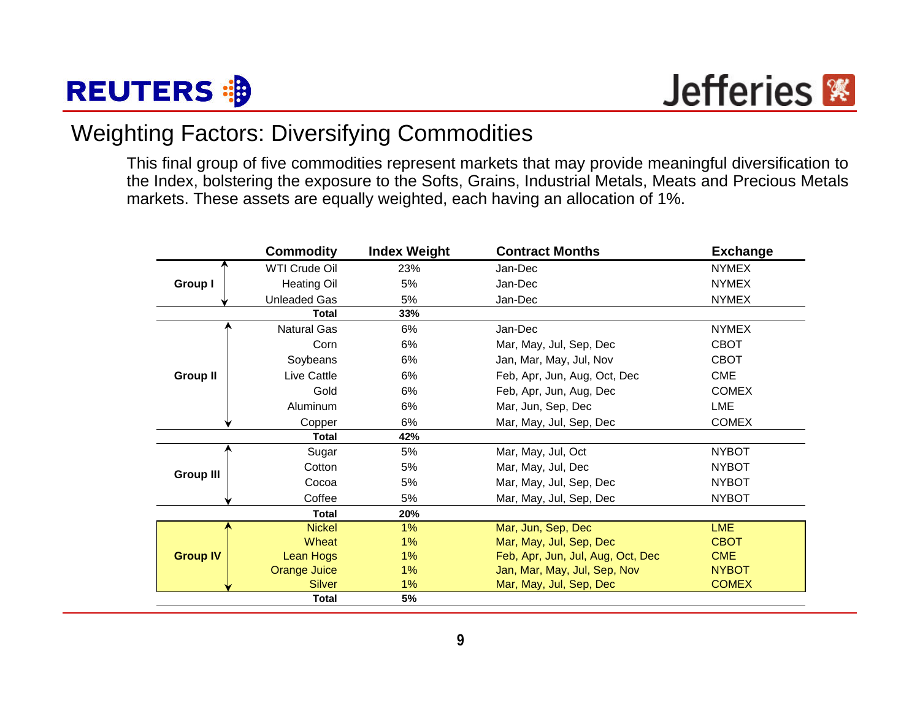# Weighting Factors: Diversifying Commodities

This final group of five commodities represent markets that may provide meaningful diversification to the Index, bolstering the exposure to the Softs, Grains, Industrial Metals, Meats and Precious Metals markets. These assets are equally weighted, each having an allocation of 1%.

| | Commodity | Index Weight | Contract Months | Exchange |
|---|---|---|---|---|
| Group I | WTI Crude Oil | 23% | Jan-Dec | NYMEX |
| | Heating Oil | 5% | Jan-Dec | NYMEX |
| | Unleaded Gas | 5% | Jan-Dec | NYMEX |
| | **Total** | **33%** | | |
| Group II | Natural Gas | 6% | Jan-Dec | NYMEX |
| | Corn | 6% | Mar, May, Jul, Sep, Dec | CBOT |
| | Soybeans | 6% | Jan, Mar, May, Jul, Nov | CBOT |
| | Live Cattle | 6% | Feb, Apr, Jun, Aug, Oct, Dec | CME |
| | Gold | 6% | Feb, Apr, Jun, Aug, Dec | COMEX |
| | Aluminum | 6% | Mar, Jun, Sep, Dec | LME |
| | Copper | 6% | Mar, May, Jul, Sep, Dec | COMEX |
| | **Total** | **42%** | | |
| Group III | Sugar | 5% | Mar, May, Jul, Oct | NYBOT |
| | Cotton | 5% | Mar, May, Jul, Dec | NYBOT |
| | Cocoa | 5% | Mar, May, Jul, Sep, Dec | NYBOT |
| | Coffee | 5% | Mar, May, Jul, Sep, Dec | NYBOT |
| | **Total** | **20%** | | |
| Group IV | Nickel | 1% | Mar, Jun, Sep, Dec | LME |
| | Wheat | 1% | Mar, May, Jul, Sep, Dec | CBOT |
| | Lean Hogs | 1% | Feb, Apr, Jun, Jul, Aug, Oct, Dec | CME |
| | Orange Juice | 1% | Jan, Mar, May, Jul, Sep, Nov | NYBOT |
| | Silver | 1% | Mar, May, Jul, Sep, Dec | COMEX |
| | **Total** | **5%** | | |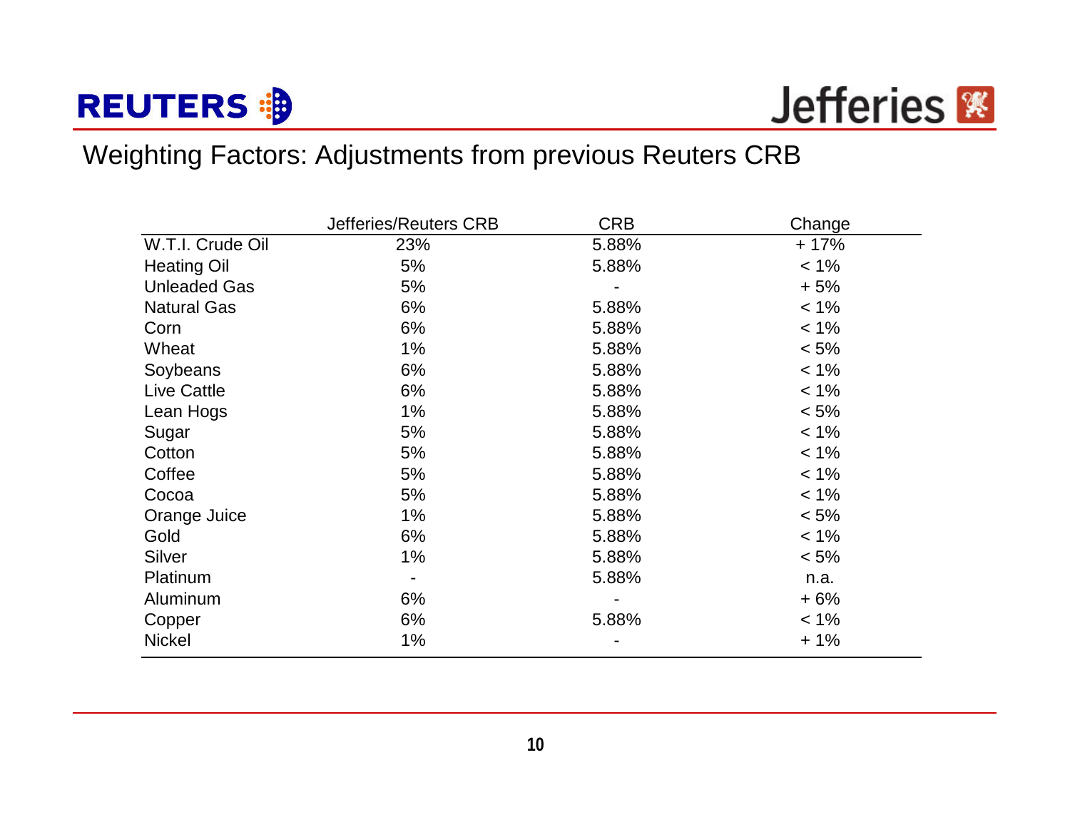## Weighting Factors: Adjustments from previous Reuters CRB

| | Jefferies/Reuters CRB | CRB | Change |
|---|---|---|---|
| W.T.I. Crude Oil | 23% | 5.88% | + 17% |
| Heating Oil | 5% | 5.88% | < 1% |
| Unleaded Gas | 5% | - | + 5% |
| Natural Gas | 6% | 5.88% | < 1% |
| Corn | 6% | 5.88% | < 1% |
| Wheat | 1% | 5.88% | < 5% |
| Soybeans | 6% | 5.88% | < 1% |
| Live Cattle | 6% | 5.88% | < 1% |
| Lean Hogs | 1% | 5.88% | < 5% |
| Sugar | 5% | 5.88% | < 1% |
| Cotton | 5% | 5.88% | < 1% |
| Coffee | 5% | 5.88% | < 1% |
| Cocoa | 5% | 5.88% | < 1% |
| Orange Juice | 1% | 5.88% | < 5% |
| Gold | 6% | 5.88% | < 1% |
| Silver | 1% | 5.88% | < 5% |
| Platinum | - | 5.88% | n.a. |
| Aluminum | 6% | - | + 6% |
| Copper | 6% | 5.88% | < 1% |
| Nickel | 1% | - | + 1% |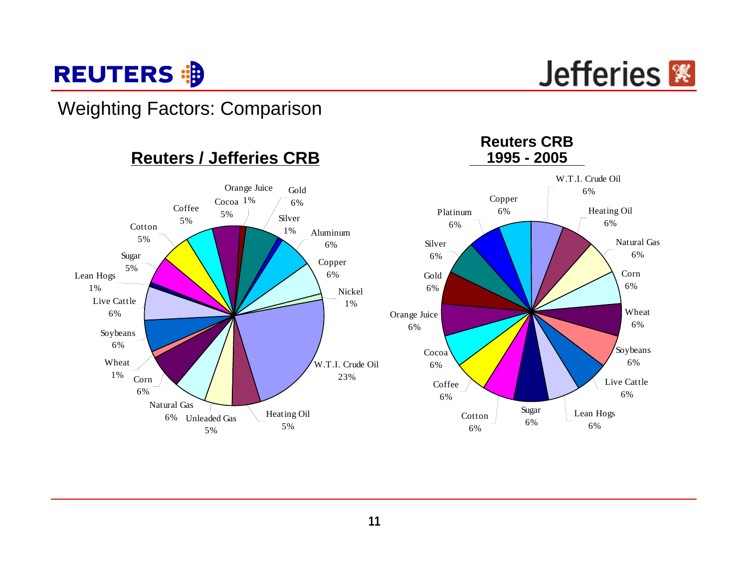## Weighting Factors: Comparison

### Reuters / Jefferies CRB

| Commodity | Weight |
|---|---|
| Orange Juice | 1% |
| Gold | 6% |
| Silver | 1% |
| Aluminum | 6% |
| Copper | 6% |
| Nickel | 1% |
| W.T.I. Crude Oil | 23% |
| Heating Oil | 5% |
| Unleaded Gas | 5% |
| Natural Gas | 6% |
| Corn | 6% |
| Wheat | 1% |
| Soybeans | 6% |
| Live Cattle | 6% |
| Lean Hogs | 1% |
| Sugar | 5% |
| Cotton | 5% |
| Coffee | 5% |
| Cocoa | 5% |

### Reuters CRB 1995 - 2005

| Commodity | Weight |
|---|---|
| W.T.I. Crude Oil | 6% |
| Heating Oil | 6% |
| Natural Gas | 6% |
| Corn | 6% |
| Wheat | 6% |
| Soybeans | 6% |
| Live Cattle | 6% |
| Lean Hogs | 6% |
| Sugar | 6% |
| Cotton | 6% |
| Coffee | 6% |
| Cocoa | 6% |
| Orange Juice | 6% |
| Gold | 6% |
| Silver | 6% |
| Platinum | 6% |
| Copper | 6% |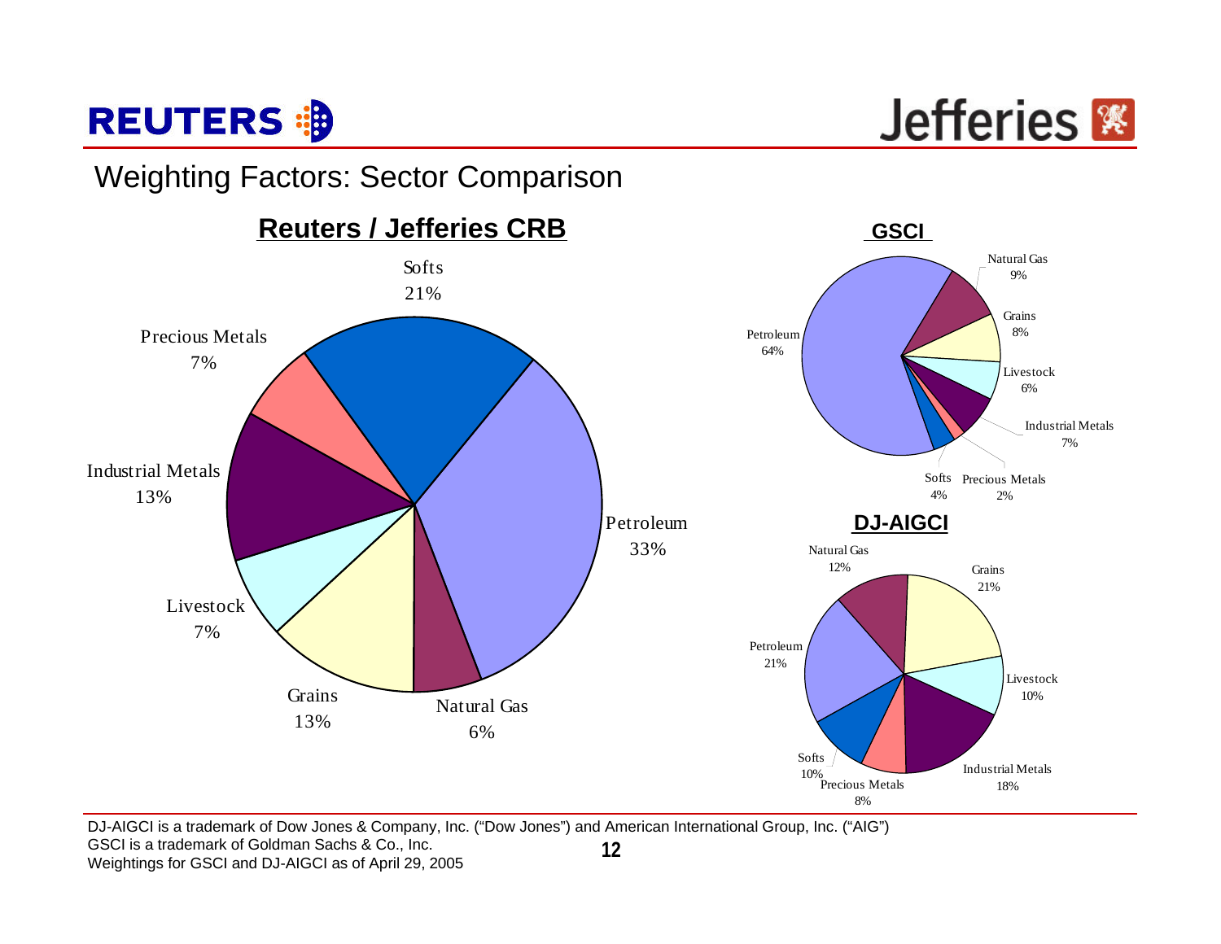# Weighting Factors: Sector Comparison

## Reuters / Jefferies CRB

| Sector | Weight |
|---|---|
| Softs | 21% |
| Petroleum | 33% |
| Natural Gas | 6% |
| Grains | 13% |
| Livestock | 7% |
| Industrial Metals | 13% |
| Precious Metals | 7% |

## GSCI

| Sector | Weight |
|---|---|
| Natural Gas | 9% |
| Grains | 8% |
| Livestock | 6% |
| Industrial Metals | 7% |
| Precious Metals | 2% |
| Softs | 4% |
| Petroleum | 64% |

## DJ-AIGCI

| Sector | Weight |
|---|---|
| Natural Gas | 12% |
| Grains | 21% |
| Livestock | 10% |
| Industrial Metals | 18% |
| Precious Metals | 8% |
| Softs | 10% |
| Petroleum | 21% |

DJ-AIGCI is a trademark of Dow Jones & Company, Inc. ("Dow Jones") and American International Group, Inc. ("AIG")
GSCI is a trademark of Goldman Sachs & Co., Inc.
Weightings for GSCI and DJ-AIGCI as of April 29, 2005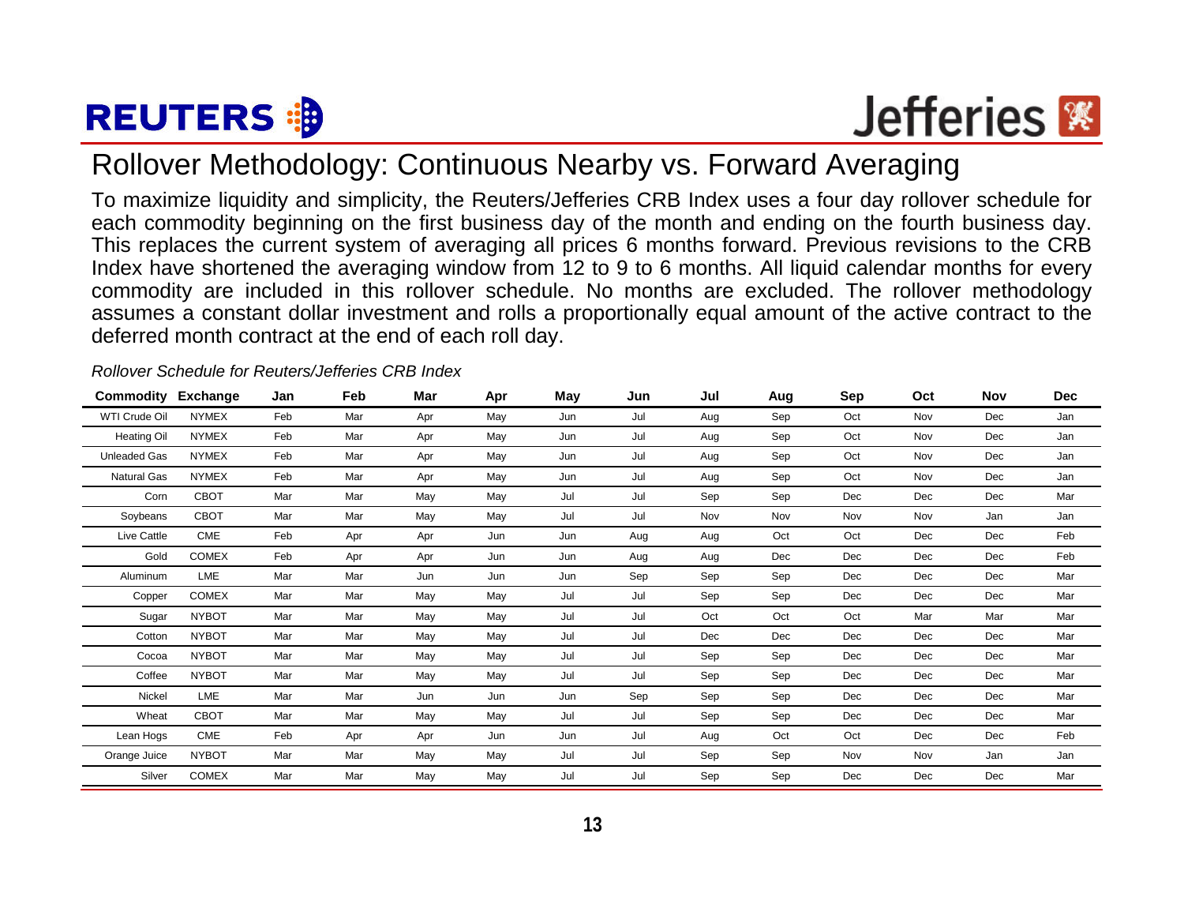# Rollover Methodology: Continuous Nearby vs. Forward Averaging

To maximize liquidity and simplicity, the Reuters/Jefferies CRB Index uses a four day rollover schedule for each commodity beginning on the first business day of the month and ending on the fourth business day. This replaces the current system of averaging all prices 6 months forward. Previous revisions to the CRB Index have shortened the averaging window from 12 to 9 to 6 months. All liquid calendar months for every commodity are included in this rollover schedule. No months are excluded. The rollover methodology assumes a constant dollar investment and rolls a proportionally equal amount of the active contract to the deferred month contract at the end of each roll day.

*Rollover Schedule for Reuters/Jefferies CRB Index*

| Commodity | Exchange | Jan | Feb | Mar | Apr | May | Jun | Jul | Aug | Sep | Oct | Nov | Dec |
|---|---|---|---|---|---|---|---|---|---|---|---|---|---|
| WTI Crude Oil | NYMEX | Feb | Mar | Apr | May | Jun | Jul | Aug | Sep | Oct | Nov | Dec | Jan |
| Heating Oil | NYMEX | Feb | Mar | Apr | May | Jun | Jul | Aug | Sep | Oct | Nov | Dec | Jan |
| Unleaded Gas | NYMEX | Feb | Mar | Apr | May | Jun | Jul | Aug | Sep | Oct | Nov | Dec | Jan |
| Natural Gas | NYMEX | Feb | Mar | Apr | May | Jun | Jul | Aug | Sep | Oct | Nov | Dec | Jan |
| Corn | CBOT | Mar | Mar | May | May | Jul | Jul | Sep | Sep | Dec | Dec | Dec | Mar |
| Soybeans | CBOT | Mar | Mar | May | May | Jul | Jul | Nov | Nov | Nov | Nov | Jan | Jan |
| Live Cattle | CME | Feb | Apr | Apr | Jun | Jun | Aug | Aug | Oct | Oct | Dec | Dec | Feb |
| Gold | COMEX | Feb | Apr | Apr | Jun | Jun | Aug | Aug | Dec | Dec | Dec | Dec | Feb |
| Aluminum | LME | Mar | Mar | Jun | Jun | Jun | Sep | Sep | Sep | Dec | Dec | Dec | Mar |
| Copper | COMEX | Mar | Mar | May | May | Jul | Jul | Sep | Sep | Dec | Dec | Dec | Mar |
| Sugar | NYBOT | Mar | Mar | May | May | Jul | Jul | Oct | Oct | Oct | Mar | Mar | Mar |
| Cotton | NYBOT | Mar | Mar | May | May | Jul | Jul | Dec | Dec | Dec | Dec | Dec | Mar |
| Cocoa | NYBOT | Mar | Mar | May | May | Jul | Jul | Sep | Sep | Dec | Dec | Dec | Mar |
| Coffee | NYBOT | Mar | Mar | May | May | Jul | Jul | Sep | Sep | Dec | Dec | Dec | Mar |
| Nickel | LME | Mar | Mar | Jun | Jun | Jun | Sep | Sep | Sep | Dec | Dec | Dec | Mar |
| Wheat | CBOT | Mar | Mar | May | May | Jul | Jul | Sep | Sep | Dec | Dec | Dec | Mar |
| Lean Hogs | CME | Feb | Apr | Apr | Jun | Jun | Jul | Aug | Oct | Oct | Dec | Dec | Feb |
| Orange Juice | NYBOT | Mar | Mar | May | May | Jul | Jul | Sep | Sep | Nov | Nov | Jan | Jan |
| Silver | COMEX | Mar | Mar | May | May | Jul | Jul | Sep | Sep | Dec | Dec | Dec | Mar |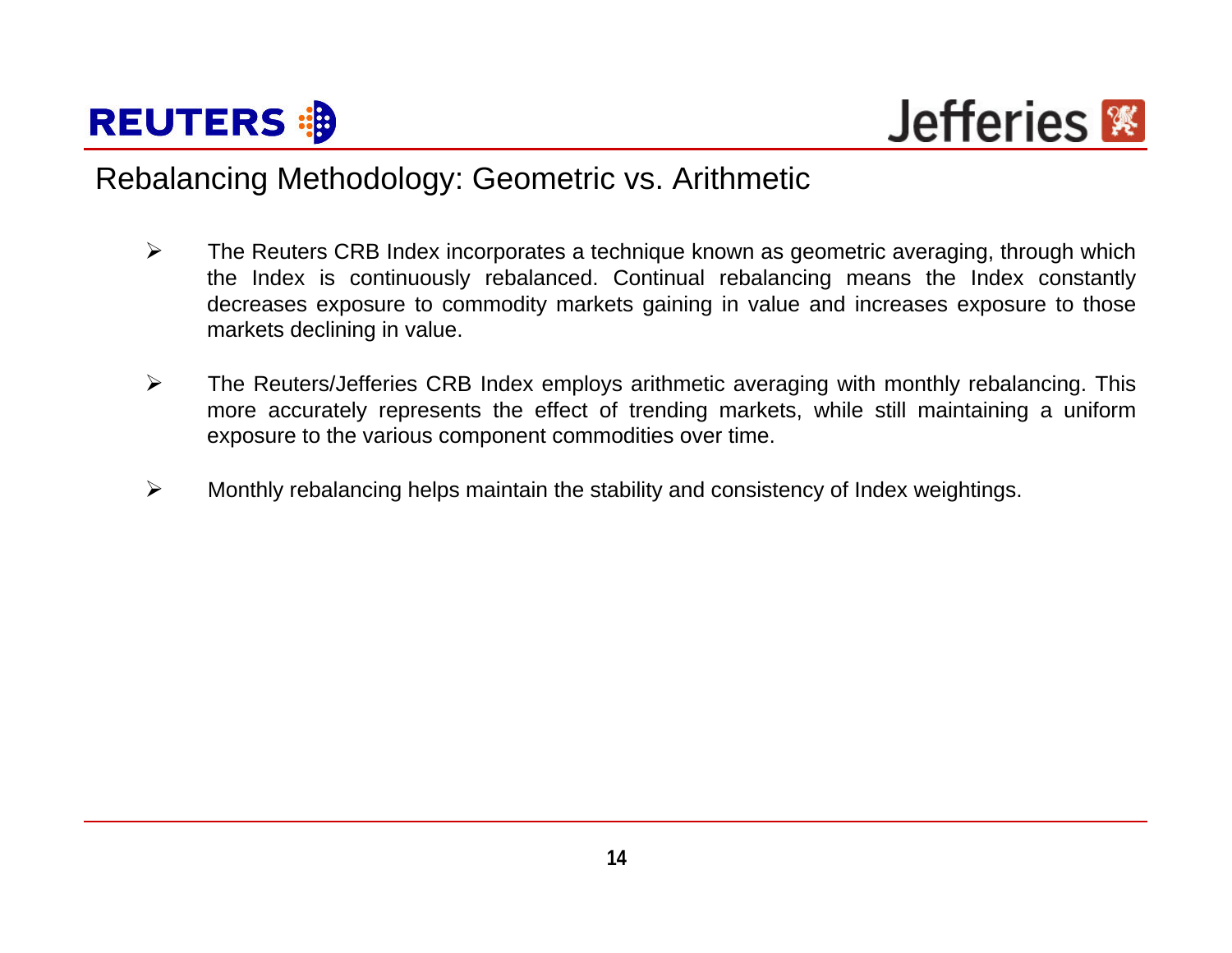## Rebalancing Methodology: Geometric vs. Arithmetic

- The Reuters CRB Index incorporates a technique known as geometric averaging, through which the Index is continuously rebalanced. Continual rebalancing means the Index constantly decreases exposure to commodity markets gaining in value and increases exposure to those markets declining in value.

- The Reuters/Jefferies CRB Index employs arithmetic averaging with monthly rebalancing. This more accurately represents the effect of trending markets, while still maintaining a uniform exposure to the various component commodities over time.

- Monthly rebalancing helps maintain the stability and consistency of Index weightings.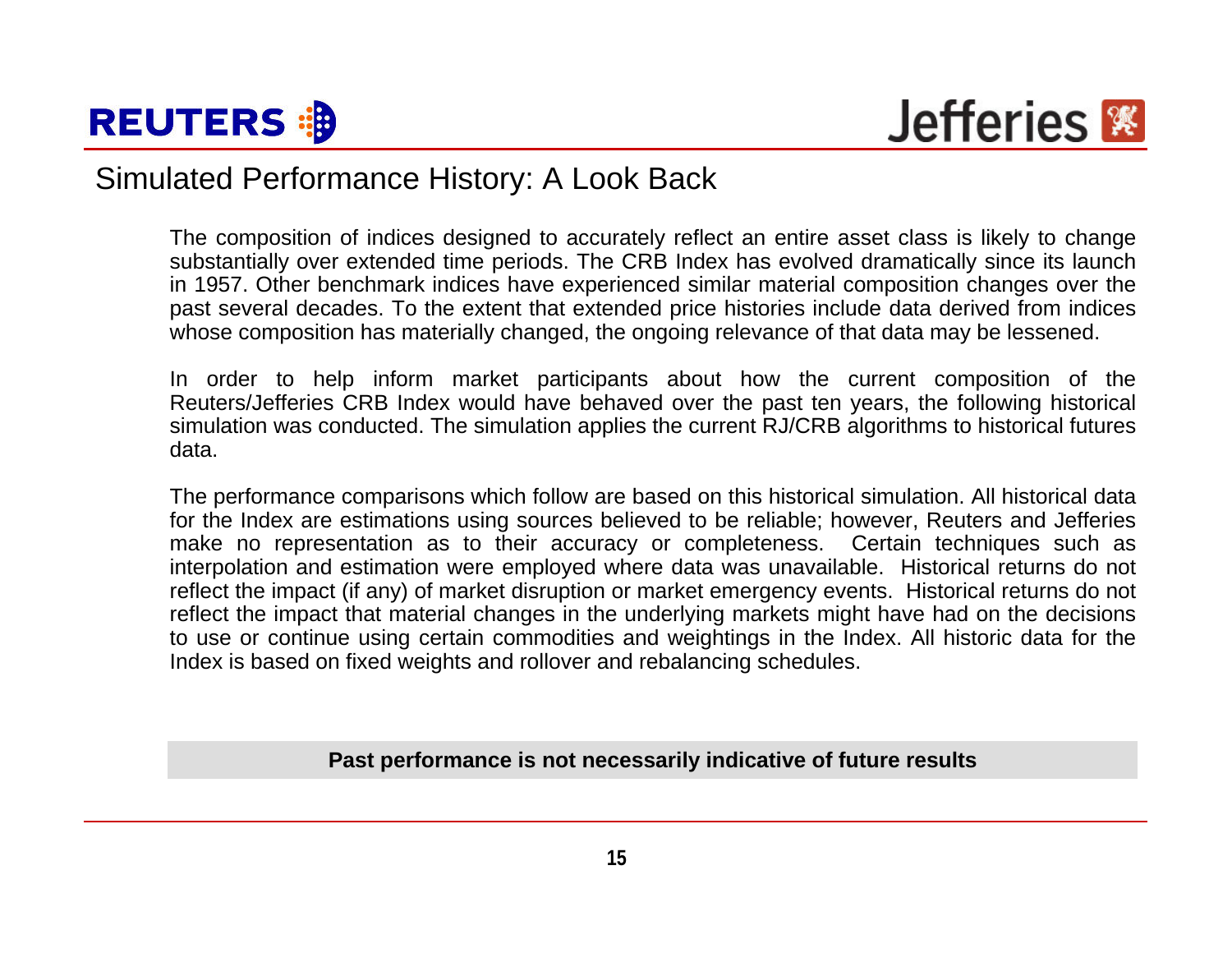# Simulated Performance History: A Look Back

The composition of indices designed to accurately reflect an entire asset class is likely to change substantially over extended time periods. The CRB Index has evolved dramatically since its launch in 1957. Other benchmark indices have experienced similar material composition changes over the past several decades. To the extent that extended price histories include data derived from indices whose composition has materially changed, the ongoing relevance of that data may be lessened.

In order to help inform market participants about how the current composition of the Reuters/Jefferies CRB Index would have behaved over the past ten years, the following historical simulation was conducted. The simulation applies the current RJ/CRB algorithms to historical futures data.

The performance comparisons which follow are based on this historical simulation. All historical data for the Index are estimations using sources believed to be reliable; however, Reuters and Jefferies make no representation as to their accuracy or completeness. Certain techniques such as interpolation and estimation were employed where data was unavailable. Historical returns do not reflect the impact (if any) of market disruption or market emergency events. Historical returns do not reflect the impact that material changes in the underlying markets might have had on the decisions to use or continue using certain commodities and weightings in the Index. All historic data for the Index is based on fixed weights and rollover and rebalancing schedules.

**Past performance is not necessarily indicative of future results**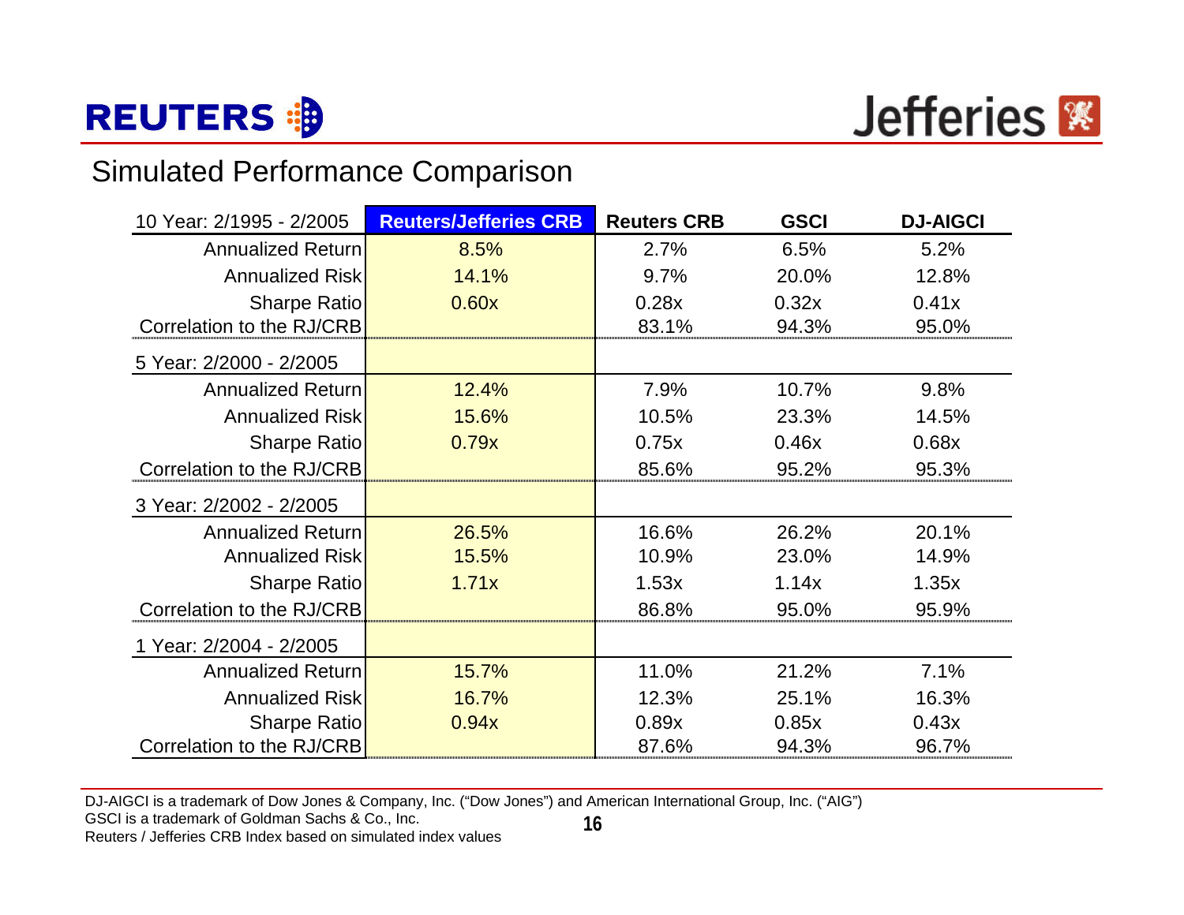## Simulated Performance Comparison

| 10 Year: 2/1995 - 2/2005 | Reuters/Jefferies CRB | Reuters CRB | GSCI | DJ-AIGCI |
|---|---|---|---|---|
| Annualized Return | 8.5% | 2.7% | 6.5% | 5.2% |
| Annualized Risk | 14.1% | 9.7% | 20.0% | 12.8% |
| Sharpe Ratio | 0.60x | 0.28x | 0.32x | 0.41x |
| Correlation to the RJ/CRB | | 83.1% | 94.3% | 95.0% |
| **5 Year: 2/2000 - 2/2005** | | | | |
| Annualized Return | 12.4% | 7.9% | 10.7% | 9.8% |
| Annualized Risk | 15.6% | 10.5% | 23.3% | 14.5% |
| Sharpe Ratio | 0.79x | 0.75x | 0.46x | 0.68x |
| Correlation to the RJ/CRB | | 85.6% | 95.2% | 95.3% |
| **3 Year: 2/2002 - 2/2005** | | | | |
| Annualized Return | 26.5% | 16.6% | 26.2% | 20.1% |
| Annualized Risk | 15.5% | 10.9% | 23.0% | 14.9% |
| Sharpe Ratio | 1.71x | 1.53x | 1.14x | 1.35x |
| Correlation to the RJ/CRB | | 86.8% | 95.0% | 95.9% |
| **1 Year: 2/2004 - 2/2005** | | | | |
| Annualized Return | 15.7% | 11.0% | 21.2% | 7.1% |
| Annualized Risk | 16.7% | 12.3% | 25.1% | 16.3% |
| Sharpe Ratio | 0.94x | 0.89x | 0.85x | 0.43x |
| Correlation to the RJ/CRB | | 87.6% | 94.3% | 96.7% |

DJ-AIGCI is a trademark of Dow Jones & Company, Inc. ("Dow Jones") and American International Group, Inc. ("AIG")
GSCI is a trademark of Goldman Sachs & Co., Inc.
Reuters / Jefferies CRB Index based on simulated index values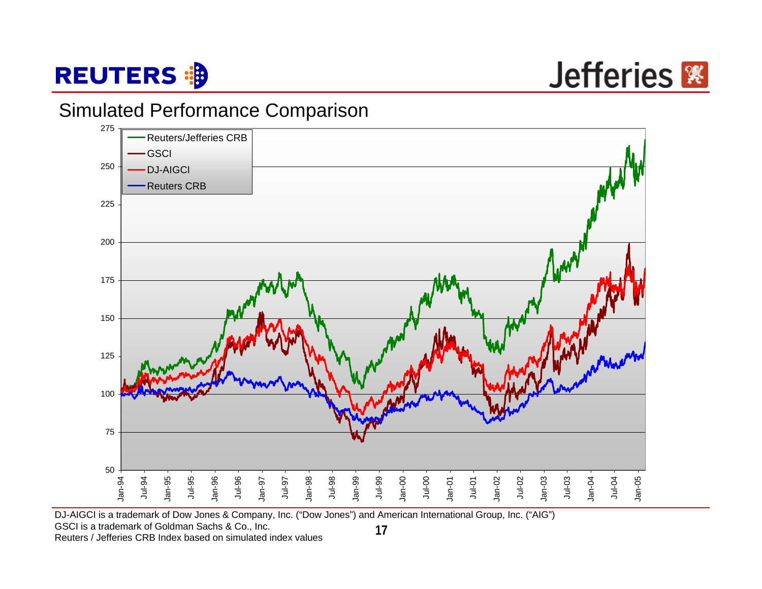# Simulated Performance Comparison

DJ-AIGCI is a trademark of Dow Jones & Company, Inc. ("Dow Jones") and American International Group, Inc. ("AIG")
GSCI is a trademark of Goldman Sachs & Co., Inc.
Reuters / Jefferies CRB Index based on simulated index values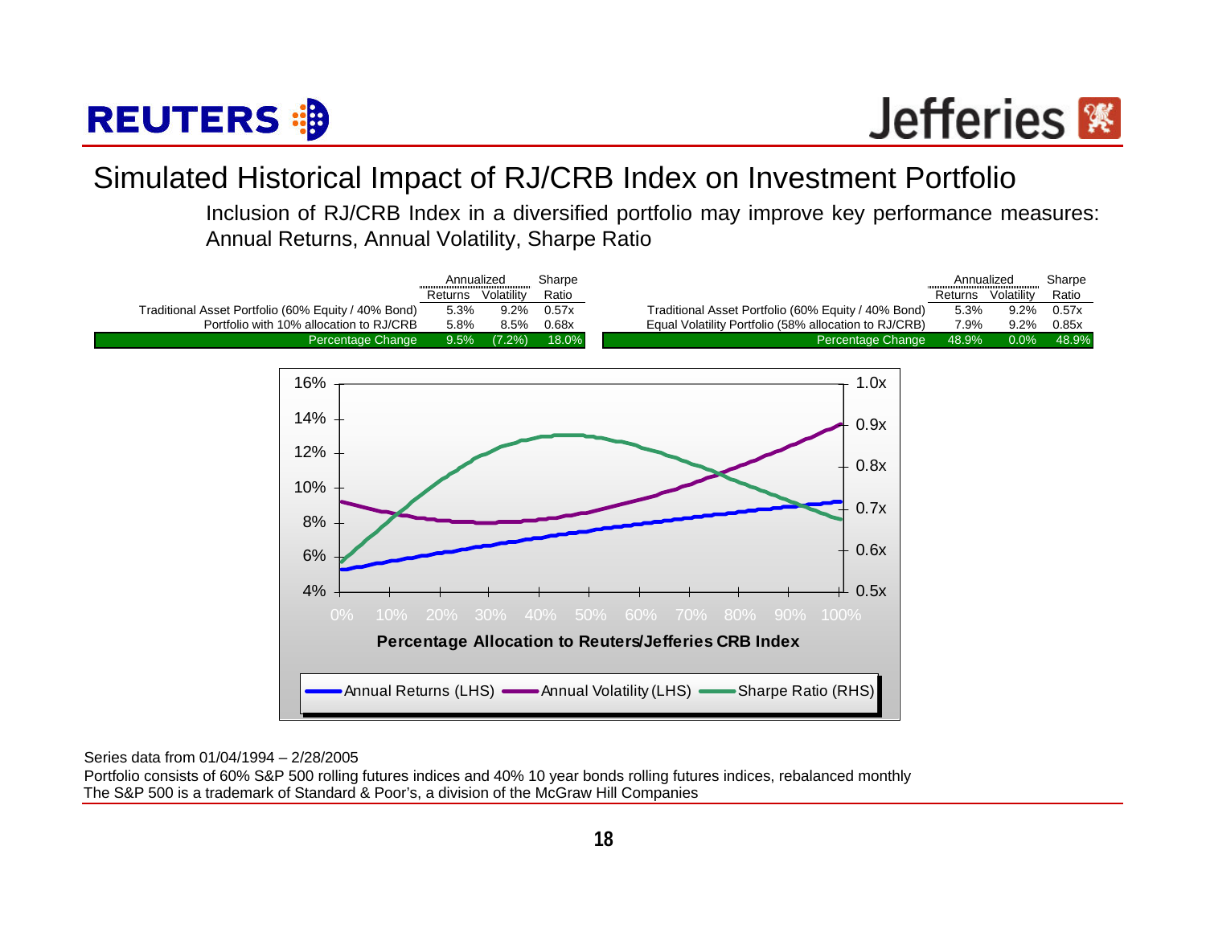# Simulated Historical Impact of RJ/CRB Index on Investment Portfolio

Inclusion of RJ/CRB Index in a diversified portfolio may improve key performance measures: Annual Returns, Annual Volatility, Sharpe Ratio

| | Annualized Returns | Annualized Volatility | Sharpe Ratio |
|---|---|---|---|
| Traditional Asset Portfolio (60% Equity / 40% Bond) | 5.3% | 9.2% | 0.57x |
| Portfolio with 10% allocation to RJ/CRB | 5.8% | 8.5% | 0.68x |
| Percentage Change | 9.5% | (7.2%) | 18.0% |

| | Annualized Returns | Annualized Volatility | Sharpe Ratio |
|---|---|---|---|
| Traditional Asset Portfolio (60% Equity / 40% Bond) | 5.3% | 9.2% | 0.57x |
| Equal Volatility Portfolio (58% allocation to RJ/CRB) | 7.9% | 9.2% | 0.85x |
| Percentage Change | 48.9% | 0.0% | 48.9% |

Percentage Allocation to Reuters/Jefferies CRB Index

Annual Returns (LHS) — Annual Volatility (LHS) — Sharpe Ratio (RHS)

Series data from 01/04/1994 – 2/28/2005

Portfolio consists of 60% S&P 500 rolling futures indices and 40% 10 year bonds rolling futures indices, rebalanced monthly

The S&P 500 is a trademark of Standard & Poor's, a division of the McGraw Hill Companies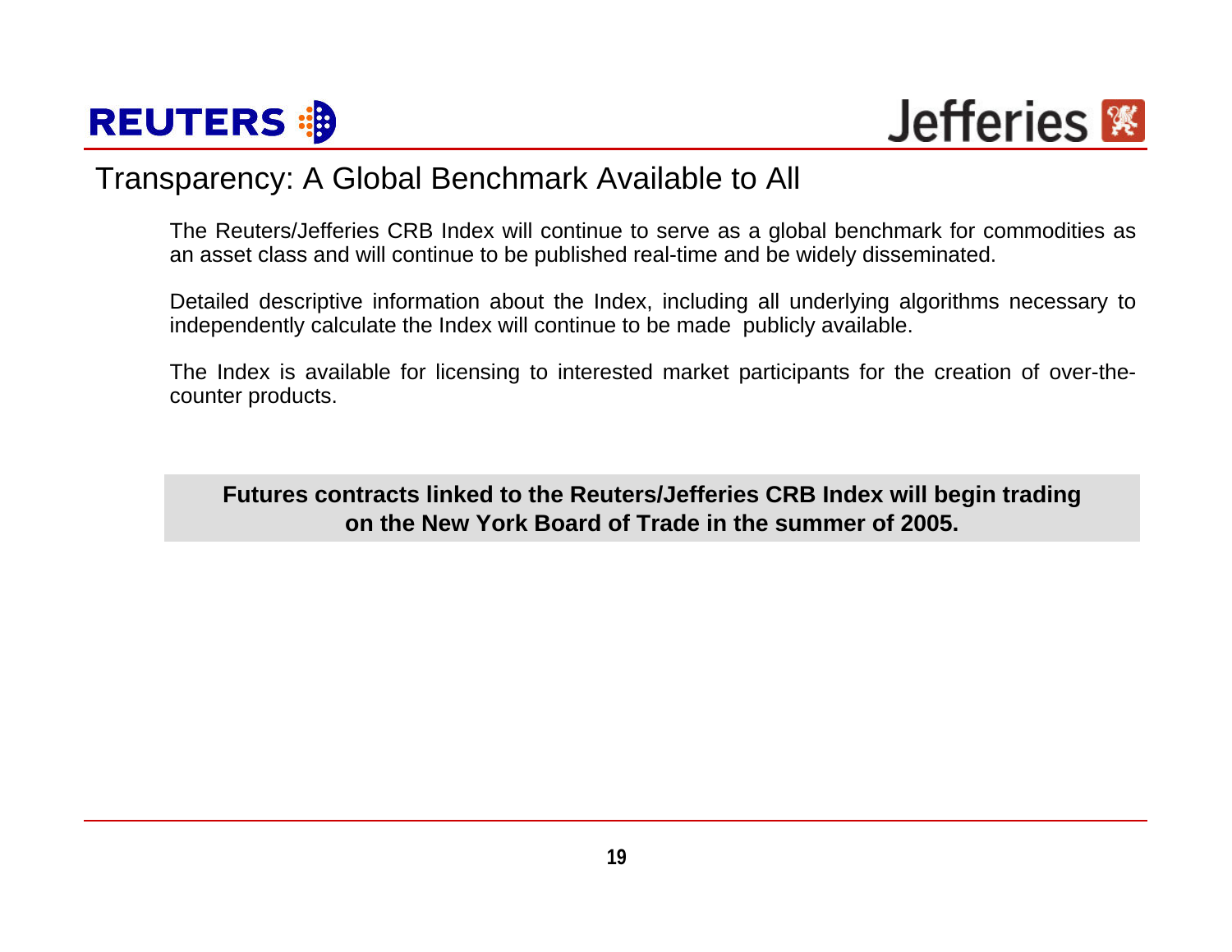## Transparency: A Global Benchmark Available to All

The Reuters/Jefferies CRB Index will continue to serve as a global benchmark for commodities as an asset class and will continue to be published real-time and be widely disseminated.

Detailed descriptive information about the Index, including all underlying algorithms necessary to independently calculate the Index will continue to be made publicly available.

The Index is available for licensing to interested market participants for the creation of over-the-counter products.

**Futures contracts linked to the Reuters/Jefferies CRB Index will begin trading on the New York Board of Trade in the summer of 2005.**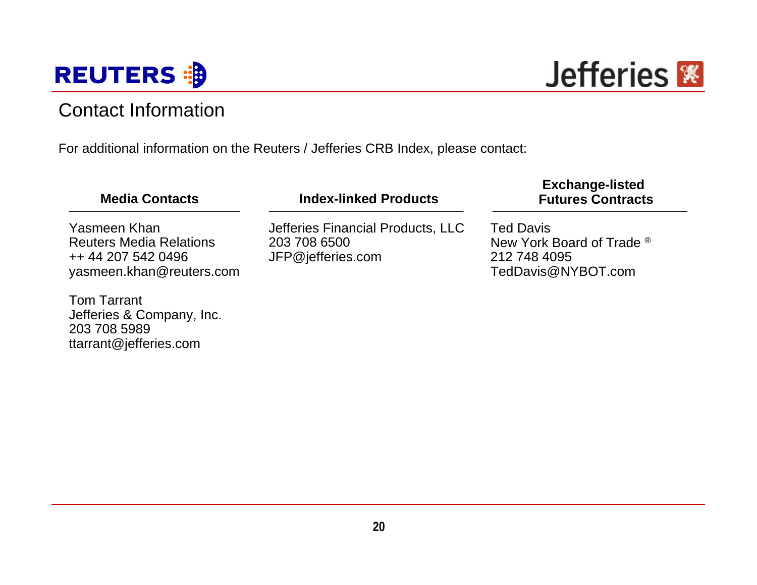## Contact Information

For additional information on the Reuters / Jefferies CRB Index, please contact:

| Media Contacts | Index-linked Products | Exchange-listed Futures Contracts |
|---|---|---|
| Yasmeen Khan<br>Reuters Media Relations<br>++ 44 207 542 0496<br>yasmeen.khan@reuters.com | Jefferies Financial Products, LLC<br>203 708 6500<br>JFP@jefferies.com | Ted Davis<br>New York Board of Trade ®<br>212 748 4095<br>TedDavis@NYBOT.com |
| Tom Tarrant<br>Jefferies & Company, Inc.<br>203 708 5989<br>ttarrant@jefferies.com | | |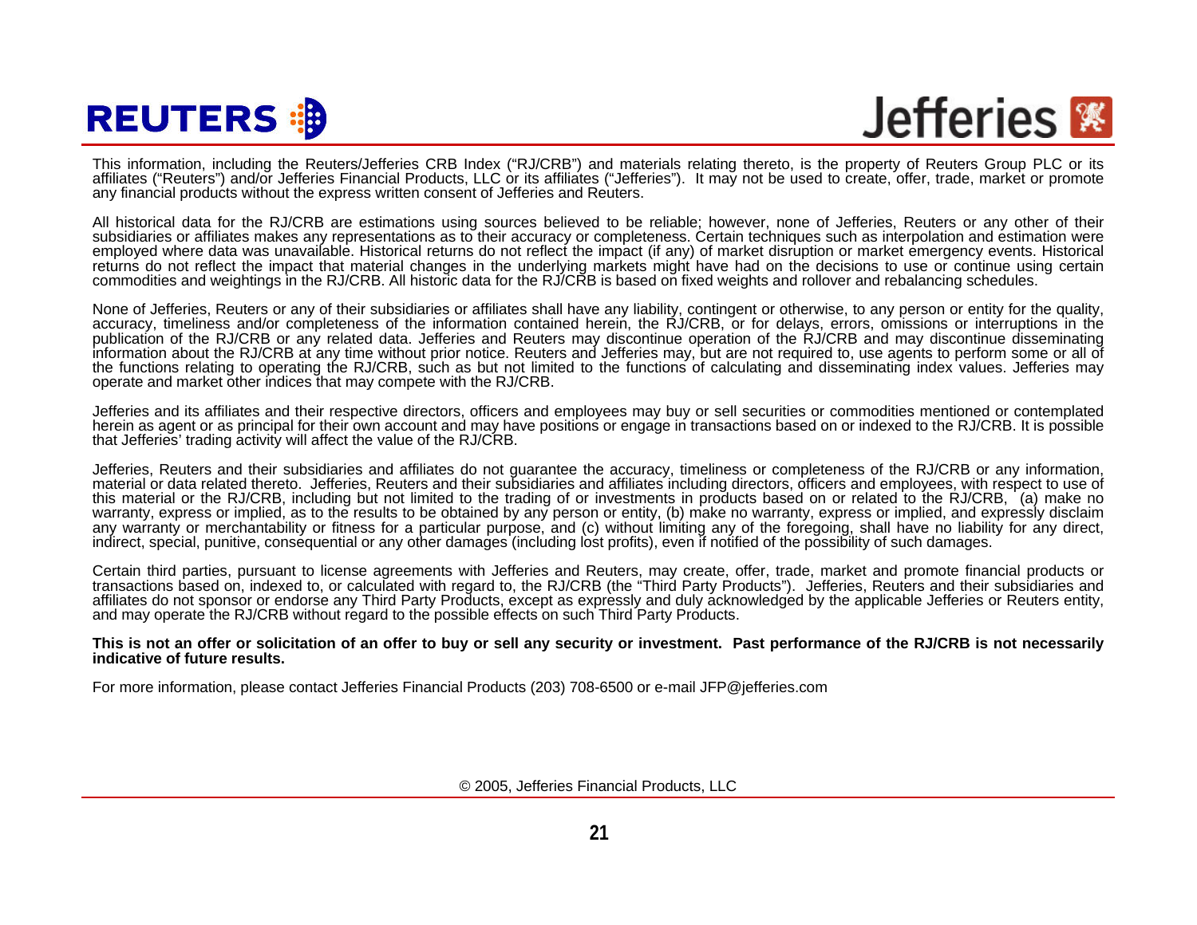This information, including the Reuters/Jefferies CRB Index ("RJ/CRB") and materials relating thereto, is the property of Reuters Group PLC or its affiliates ("Reuters") and/or Jefferies Financial Products, LLC or its affiliates ("Jefferies"). It may not be used to create, offer, trade, market or promote any financial products without the express written consent of Jefferies and Reuters.

All historical data for the RJ/CRB are estimations using sources believed to be reliable; however, none of Jefferies, Reuters or any other of their subsidiaries or affiliates makes any representations as to their accuracy or completeness. Certain techniques such as interpolation and estimation were employed where data was unavailable. Historical returns do not reflect the impact (if any) of market disruption or market emergency events. Historical returns do not reflect the impact that material changes in the underlying markets might have had on the decisions to use or continue using certain commodities and weightings in the RJ/CRB. All historic data for the RJ/CRB is based on fixed weights and rollover and rebalancing schedules.

None of Jefferies, Reuters or any of their subsidiaries or affiliates shall have any liability, contingent or otherwise, to any person or entity for the quality, accuracy, timeliness and/or completeness of the information contained herein, the RJ/CRB, or for delays, errors, omissions or interruptions in the publication of the RJ/CRB or any related data. Jefferies and Reuters may discontinue operation of the RJ/CRB and may discontinue disseminating information about the RJ/CRB at any time without prior notice. Reuters and Jefferies may, but are not required to, use agents to perform some or all of the functions relating to operating the RJ/CRB, such as but not limited to the functions of calculating and disseminating index values. Jefferies may operate and market other indices that may compete with the RJ/CRB.

Jefferies and its affiliates and their respective directors, officers and employees may buy or sell securities or commodities mentioned or contemplated herein as agent or as principal for their own account and may have positions or engage in transactions based on or indexed to the RJ/CRB. It is possible that Jefferies' trading activity will affect the value of the RJ/CRB.

Jefferies, Reuters and their subsidiaries and affiliates do not guarantee the accuracy, timeliness or completeness of the RJ/CRB or any information, material or data related thereto. Jefferies, Reuters and their subsidiaries and affiliates including directors, officers and employees, with respect to use of this material or the RJ/CRB, including but not limited to the trading of or investments in products based on or related to the RJ/CRB, (a) make no warranty, express or implied, as to the results to be obtained by any person or entity, (b) make no warranty, express or implied, and expressly disclaim any warranty or merchantability or fitness for a particular purpose, and (c) without limiting any of the foregoing, shall have no liability for any direct, indirect, special, punitive, consequential or any other damages (including lost profits), even if notified of the possibility of such damages.

Certain third parties, pursuant to license agreements with Jefferies and Reuters, may create, offer, trade, market and promote financial products or transactions based on, indexed to, or calculated with regard to, the RJ/CRB (the "Third Party Products"). Jefferies, Reuters and their subsidiaries and affiliates do not sponsor or endorse any Third Party Products, except as expressly and duly acknowledged by the applicable Jefferies or Reuters entity, and may operate the RJ/CRB without regard to the possible effects on such Third Party Products.

**This is not an offer or solicitation of an offer to buy or sell any security or investment. Past performance of the RJ/CRB is not necessarily indicative of future results.**

For more information, please contact Jefferies Financial Products (203) 708-6500 or e-mail JFP@jefferies.com

© 2005, Jefferies Financial Products, LLC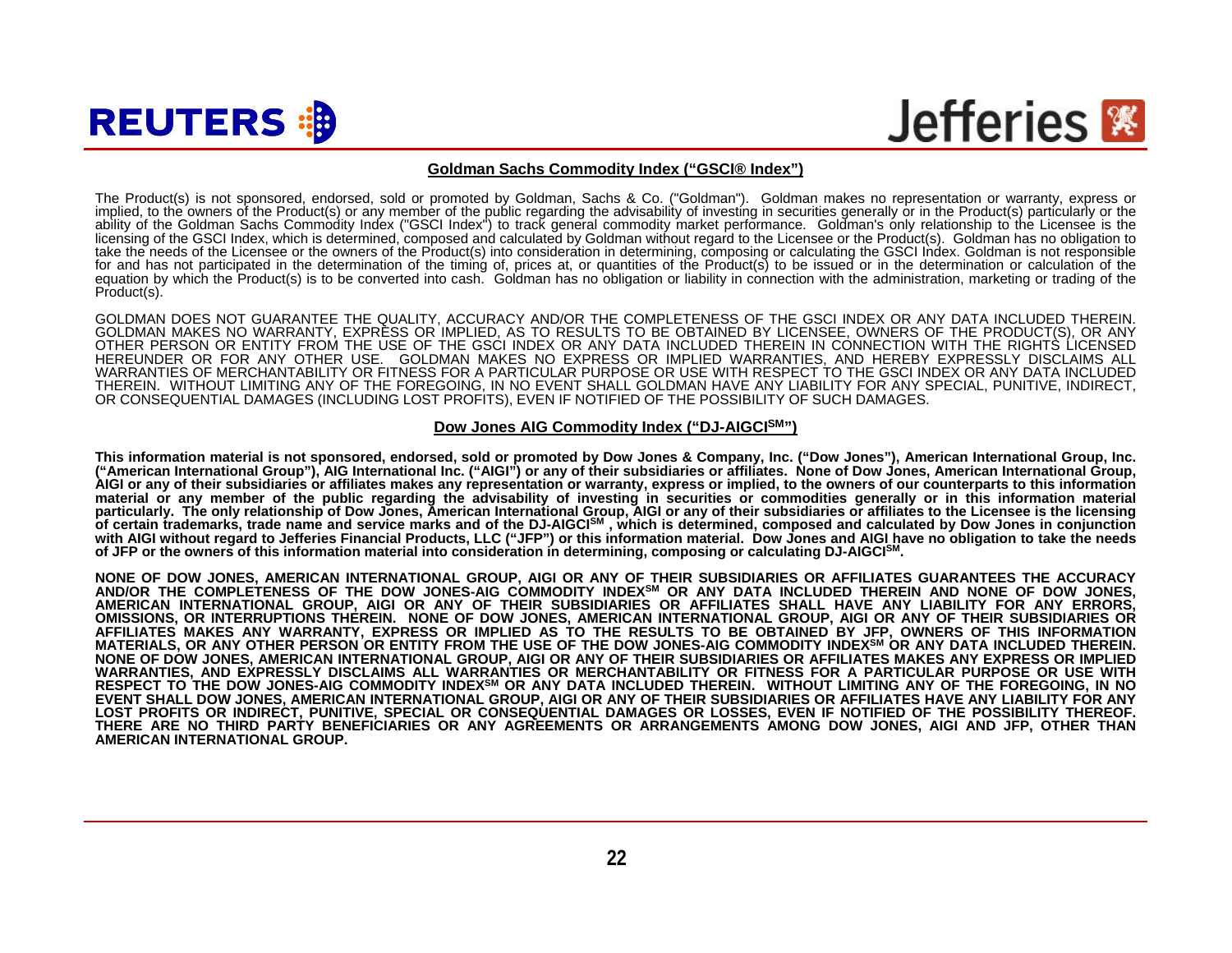## Goldman Sachs Commodity Index ("GSCI® Index")

The Product(s) is not sponsored, endorsed, sold or promoted by Goldman, Sachs & Co. ("Goldman"). Goldman makes no representation or warranty, express or implied, to the owners of the Product(s) or any member of the public regarding the advisability of investing in securities generally or in the Product(s) particularly or the ability of the Goldman Sachs Commodity Index ("GSCI Index") to track general commodity market performance. Goldman's only relationship to the Licensee is the licensing of the GSCI Index, which is determined, composed and calculated by Goldman without regard to the Licensee or the Product(s). Goldman has no obligation to take the needs of the Licensee or the owners of the Product(s) into consideration in determining, composing or calculating the GSCI Index. Goldman is not responsible for and has not participated in the determination of the timing of, prices at, or quantities of the Product(s) to be issued or in the determination or calculation of the equation by which the Product(s) is to be converted into cash. Goldman has no obligation or liability in connection with the administration, marketing or trading of the Product(s).

GOLDMAN DOES NOT GUARANTEE THE QUALITY, ACCURACY AND/OR THE COMPLETENESS OF THE GSCI INDEX OR ANY DATA INCLUDED THEREIN. GOLDMAN MAKES NO WARRANTY, EXPRESS OR IMPLIED, AS TO RESULTS TO BE OBTAINED BY LICENSEE, OWNERS OF THE PRODUCT(S), OR ANY OTHER PERSON OR ENTITY FROM THE USE OF THE GSCI INDEX OR ANY DATA INCLUDED THEREIN IN CONNECTION WITH THE RIGHTS LICENSED HEREUNDER OR FOR ANY OTHER USE. GOLDMAN MAKES NO EXPRESS OR IMPLIED WARRANTIES, AND HEREBY EXPRESSLY DISCLAIMS ALL WARRANTIES OF MERCHANTABILITY OR FITNESS FOR A PARTICULAR PURPOSE OR USE WITH RESPECT TO THE GSCI INDEX OR ANY DATA INCLUDED THEREIN. WITHOUT LIMITING ANY OF THE FOREGOING, IN NO EVENT SHALL GOLDMAN HAVE ANY LIABILITY FOR ANY SPECIAL, PUNITIVE, INDIRECT, OR CONSEQUENTIAL DAMAGES (INCLUDING LOST PROFITS), EVEN IF NOTIFIED OF THE POSSIBILITY OF SUCH DAMAGES.

## Dow Jones AIG Commodity Index ("DJ-AIGCI℠")

**This information material is not sponsored, endorsed, sold or promoted by Dow Jones & Company, Inc. ("Dow Jones"), American International Group, Inc. ("American International Group"), AIG International Inc. ("AIGI") or any of their subsidiaries or affiliates. None of Dow Jones, American International Group, AIGI or any of their subsidiaries or affiliates makes any representation or warranty, express or implied, to the owners of our counterparts to this information material or any member of the public regarding the advisability of investing in securities or commodities generally or in this information material particularly. The only relationship of Dow Jones, American International Group, AIGI or any of their subsidiaries or affiliates to the Licensee is the licensing of certain trademarks, trade name and service marks and of the DJ-AIGCI℠ , which is determined, composed and calculated by Dow Jones in conjunction with AIGI without regard to Jefferies Financial Products, LLC ("JFP") or this information material. Dow Jones and AIGI have no obligation to take the needs of JFP or the owners of this information material into consideration in determining, composing or calculating DJ-AIGCI℠.**

**NONE OF DOW JONES, AMERICAN INTERNATIONAL GROUP, AIGI OR ANY OF THEIR SUBSIDIARIES OR AFFILIATES GUARANTEES THE ACCURACY AND/OR THE COMPLETENESS OF THE DOW JONES-AIG COMMODITY INDEX℠ OR ANY DATA INCLUDED THEREIN AND NONE OF DOW JONES, AMERICAN INTERNATIONAL GROUP, AIGI OR ANY OF THEIR SUBSIDIARIES OR AFFILIATES SHALL HAVE ANY LIABILITY FOR ANY ERRORS, OMISSIONS, OR INTERRUPTIONS THEREIN. NONE OF DOW JONES, AMERICAN INTERNATIONAL GROUP, AIGI OR ANY OF THEIR SUBSIDIARIES OR AFFILIATES MAKES ANY WARRANTY, EXPRESS OR IMPLIED AS TO THE RESULTS TO BE OBTAINED BY JFP, OWNERS OF THIS INFORMATION MATERIALS, OR ANY OTHER PERSON OR ENTITY FROM THE USE OF THE DOW JONES-AIG COMMODITY INDEX℠ OR ANY DATA INCLUDED THEREIN. NONE OF DOW JONES, AMERICAN INTERNATIONAL GROUP, AIGI OR ANY OF THEIR SUBSIDIARIES OR AFFILIATES MAKES ANY EXPRESS OR IMPLIED WARRANTIES, AND EXPRESSLY DISCLAIMS ALL WARRANTIES OR MERCHANTABILITY OR FITNESS FOR A PARTICULAR PURPOSE OR USE WITH RESPECT TO THE DOW JONES-AIG COMMODITY INDEX℠ OR ANY DATA INCLUDED THEREIN. WITHOUT LIMITING ANY OF THE FOREGOING, IN NO EVENT SHALL DOW JONES, AMERICAN INTERNATIONAL GROUP, AIGI OR ANY OF THEIR SUBSIDIARIES OR AFFILIATES HAVE ANY LIABILITY FOR ANY LOST PROFITS OR INDIRECT, PUNITIVE, SPECIAL OR CONSEQUENTIAL DAMAGES OR LOSSES, EVEN IF NOTIFIED OF THE POSSIBILITY THEREOF. THERE ARE NO THIRD PARTY BENEFICIARIES OR ANY AGREEMENTS OR ARRANGEMENTS AMONG DOW JONES, AIGI AND JFP, OTHER THAN AMERICAN INTERNATIONAL GROUP.**